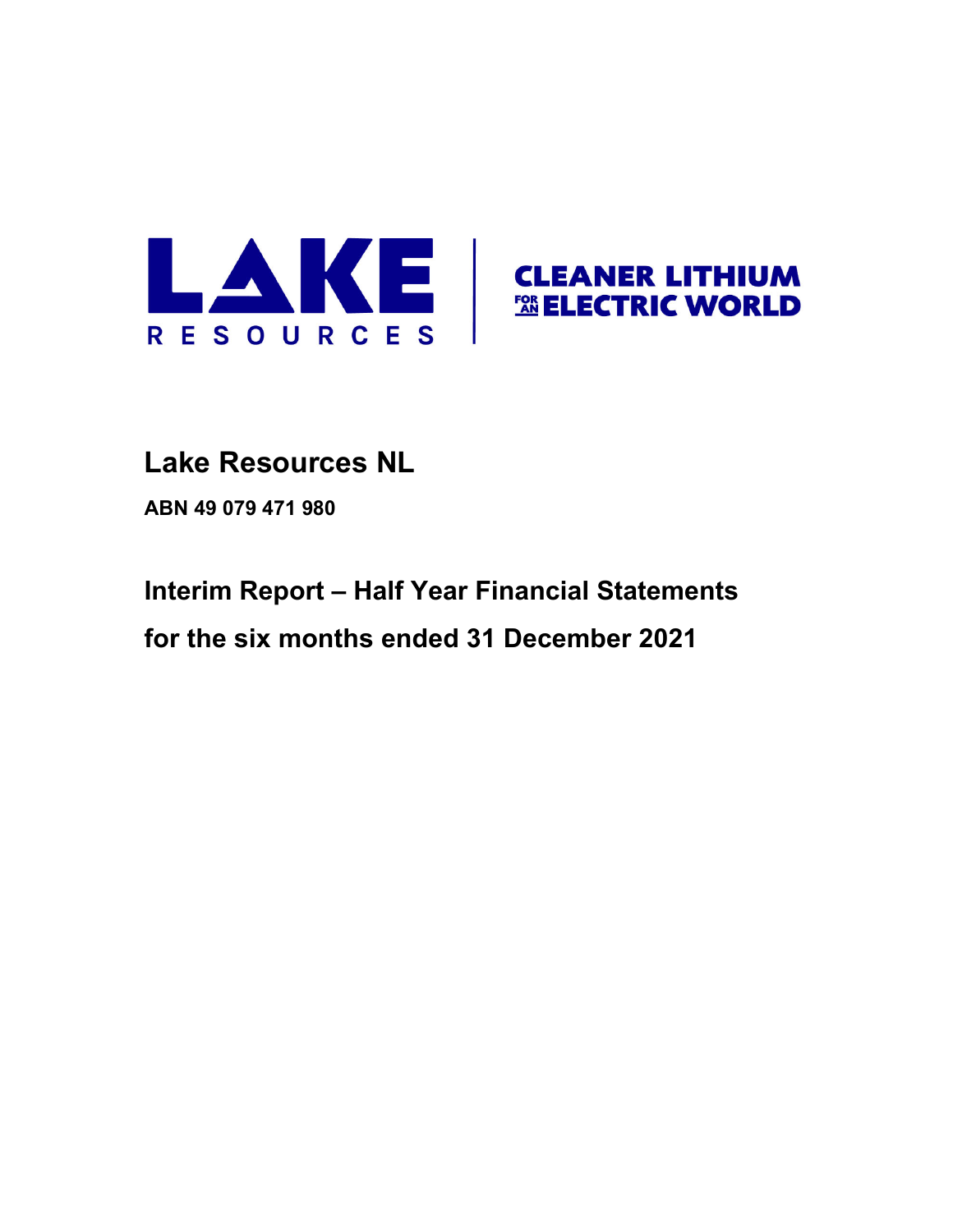LAKE RESOURCES | CLEANER LITHIUM FOR AN ELECTRIC WORLD

# Lake Resources NL

**ABN 49 079 471 980**

## Interim Report – Half Year Financial Statements

## for the six months ended 31 December 2021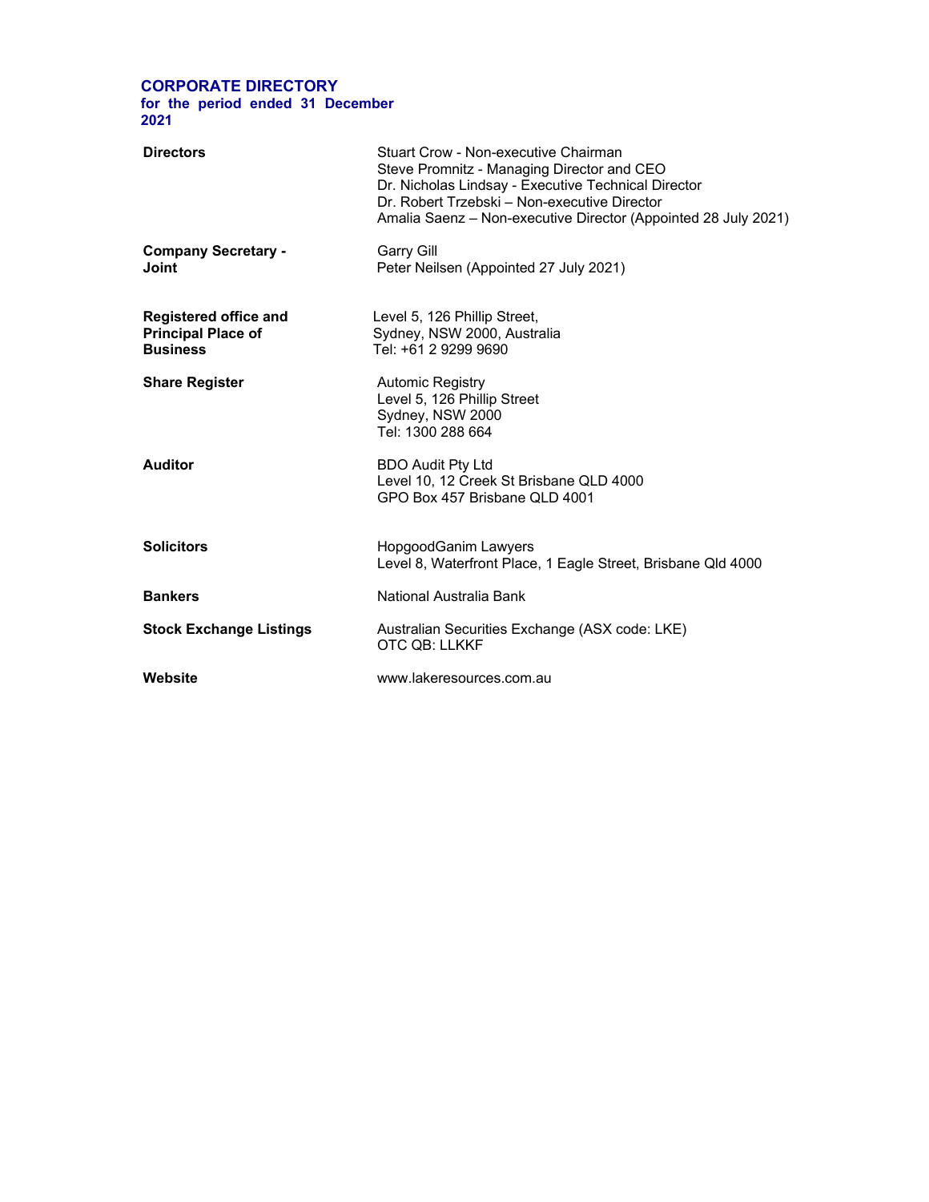# CORPORATE DIRECTORY

**for the period ended 31 December 2021**

| | |
|---|---|
| **Directors** | Stuart Crow - Non-executive Chairman<br>Steve Promnitz - Managing Director and CEO<br>Dr. Nicholas Lindsay - Executive Technical Director<br>Dr. Robert Trzebski – Non-executive Director<br>Amalia Saenz – Non-executive Director (Appointed 28 July 2021) |
| **Company Secretary - Joint** | Garry Gill<br>Peter Neilsen (Appointed 27 July 2021) |
| **Registered office and Principal Place of Business** | Level 5, 126 Phillip Street,<br>Sydney, NSW 2000, Australia<br>Tel: +61 2 9299 9690 |
| **Share Register** | Automic Registry<br>Level 5, 126 Phillip Street<br>Sydney, NSW 2000<br>Tel: 1300 288 664 |
| **Auditor** | BDO Audit Pty Ltd<br>Level 10, 12 Creek St Brisbane QLD 4000<br>GPO Box 457 Brisbane QLD 4001 |
| **Solicitors** | HopgoodGanim Lawyers<br>Level 8, Waterfront Place, 1 Eagle Street, Brisbane Qld 4000 |
| **Bankers** | National Australia Bank |
| **Stock Exchange Listings** | Australian Securities Exchange (ASX code: LKE)<br>OTC QB: LLKKF |
| **Website** | www.lakeresources.com.au |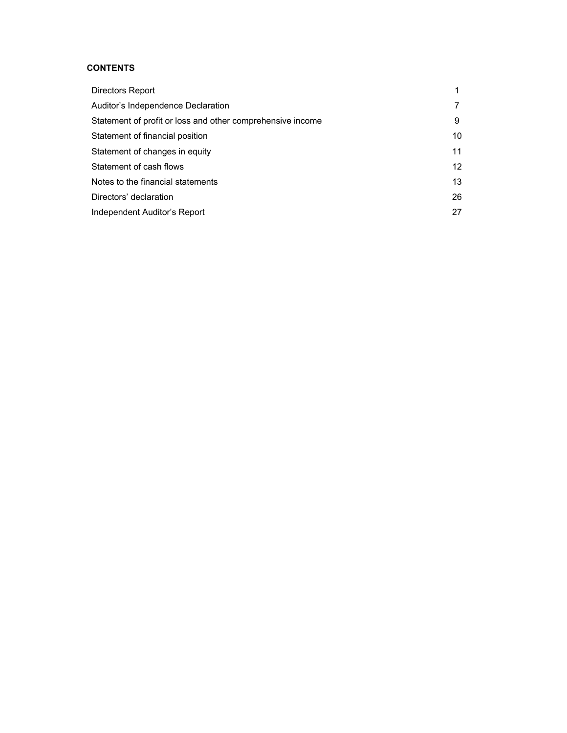**CONTENTS**

| | |
|---|---|
| Directors Report | 1 |
| Auditor's Independence Declaration | 7 |
| Statement of profit or loss and other comprehensive income | 9 |
| Statement of financial position | 10 |
| Statement of changes in equity | 11 |
| Statement of cash flows | 12 |
| Notes to the financial statements | 13 |
| Directors' declaration | 26 |
| Independent Auditor's Report | 27 |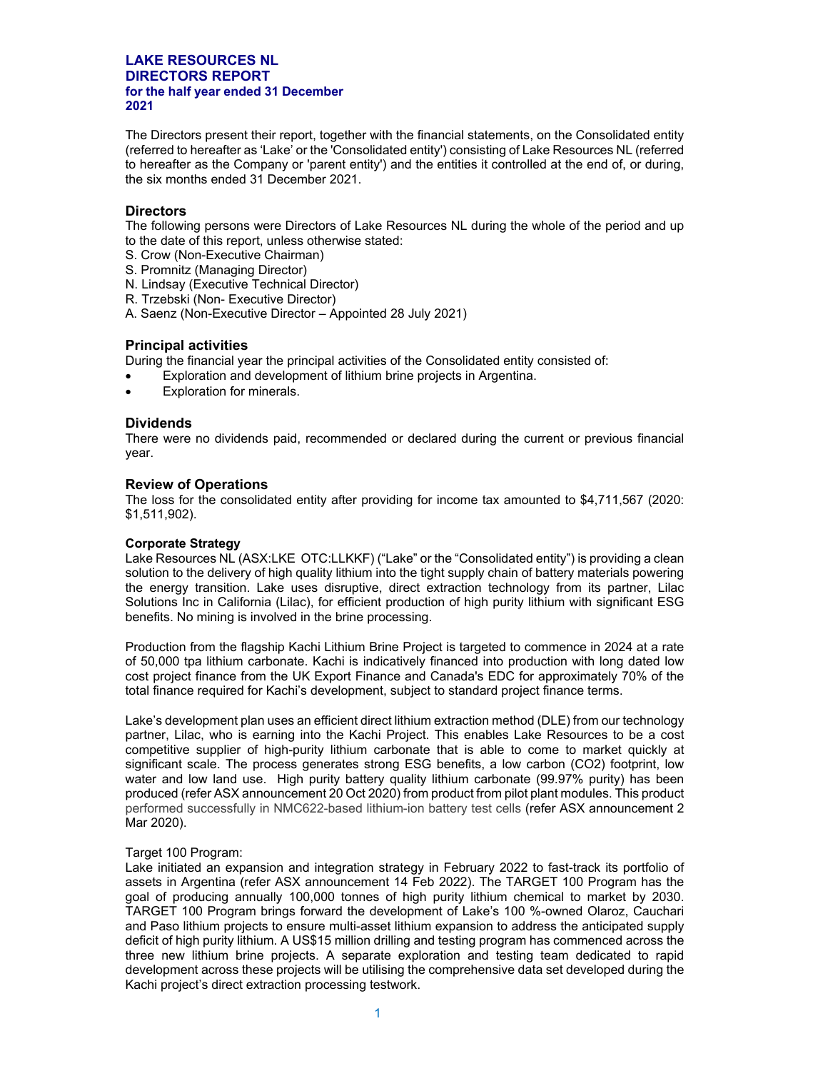# LAKE RESOURCES NL
## DIRECTORS REPORT
### for the half year ended 31 December 2021

The Directors present their report, together with the financial statements, on the Consolidated entity (referred to hereafter as 'Lake' or the 'Consolidated entity') consisting of Lake Resources NL (referred to hereafter as the Company or 'parent entity') and the entities it controlled at the end of, or during, the six months ended 31 December 2021.

## Directors

The following persons were Directors of Lake Resources NL during the whole of the period and up to the date of this report, unless otherwise stated:

S. Crow (Non-Executive Chairman)
S. Promnitz (Managing Director)
N. Lindsay (Executive Technical Director)
R. Trzebski (Non- Executive Director)
A. Saenz (Non-Executive Director – Appointed 28 July 2021)

## Principal activities

During the financial year the principal activities of the Consolidated entity consisted of:

- Exploration and development of lithium brine projects in Argentina.
- Exploration for minerals.

## Dividends

There were no dividends paid, recommended or declared during the current or previous financial year.

## Review of Operations

The loss for the consolidated entity after providing for income tax amounted to $4,711,567 (2020: $1,511,902).

**Corporate Strategy**

Lake Resources NL (ASX:LKE OTC:LLKKF) ("Lake" or the "Consolidated entity") is providing a clean solution to the delivery of high quality lithium into the tight supply chain of battery materials powering the energy transition. Lake uses disruptive, direct extraction technology from its partner, Lilac Solutions Inc in California (Lilac), for efficient production of high purity lithium with significant ESG benefits. No mining is involved in the brine processing.

Production from the flagship Kachi Lithium Brine Project is targeted to commence in 2024 at a rate of 50,000 tpa lithium carbonate. Kachi is indicatively financed into production with long dated low cost project finance from the UK Export Finance and Canada's EDC for approximately 70% of the total finance required for Kachi's development, subject to standard project finance terms.

Lake's development plan uses an efficient direct lithium extraction method (DLE) from our technology partner, Lilac, who is earning into the Kachi Project. This enables Lake Resources to be a cost competitive supplier of high-purity lithium carbonate that is able to come to market quickly at significant scale. The process generates strong ESG benefits, a low carbon (CO2) footprint, low water and low land use. High purity battery quality lithium carbonate (99.97% purity) has been produced (refer ASX announcement 20 Oct 2020) from product from pilot plant modules. This product performed successfully in NMC622-based lithium-ion battery test cells (refer ASX announcement 2 Mar 2020).

Target 100 Program:

Lake initiated an expansion and integration strategy in February 2022 to fast-track its portfolio of assets in Argentina (refer ASX announcement 14 Feb 2022). The TARGET 100 Program has the goal of producing annually 100,000 tonnes of high purity lithium chemical to market by 2030. TARGET 100 Program brings forward the development of Lake's 100 %-owned Olaroz, Cauchari and Paso lithium projects to ensure multi-asset lithium expansion to address the anticipated supply deficit of high purity lithium. A US$15 million drilling and testing program has commenced across the three new lithium brine projects. A separate exploration and testing team dedicated to rapid development across these projects will be utilising the comprehensive data set developed during the Kachi project's direct extraction processing testwork.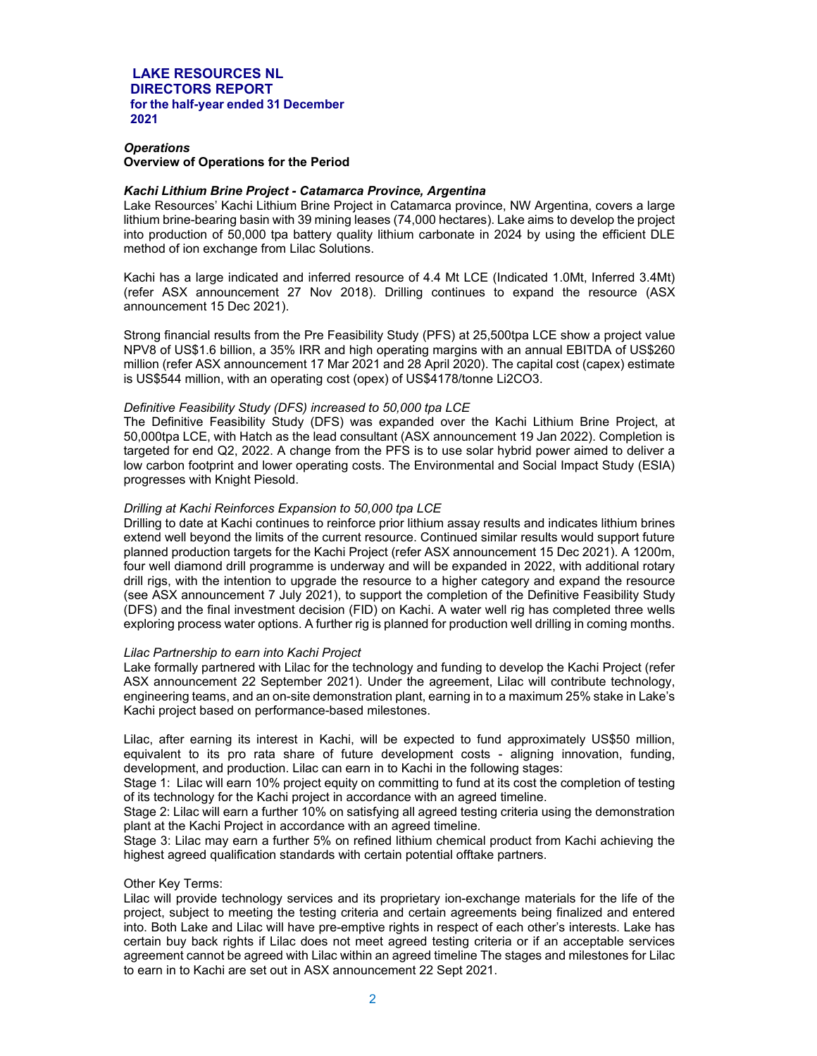# LAKE RESOURCES NL
## DIRECTORS REPORT
### for the half-year ended 31 December 2021

***Operations***

**Overview of Operations for the Period**

***Kachi Lithium Brine Project - Catamarca Province, Argentina***

Lake Resources' Kachi Lithium Brine Project in Catamarca province, NW Argentina, covers a large lithium brine-bearing basin with 39 mining leases (74,000 hectares). Lake aims to develop the project into production of 50,000 tpa battery quality lithium carbonate in 2024 by using the efficient DLE method of ion exchange from Lilac Solutions.

Kachi has a large indicated and inferred resource of 4.4 Mt LCE (Indicated 1.0Mt, Inferred 3.4Mt) (refer ASX announcement 27 Nov 2018). Drilling continues to expand the resource (ASX announcement 15 Dec 2021).

Strong financial results from the Pre Feasibility Study (PFS) at 25,500tpa LCE show a project value NPV8 of US$1.6 billion, a 35% IRR and high operating margins with an annual EBITDA of US$260 million (refer ASX announcement 17 Mar 2021 and 28 April 2020). The capital cost (capex) estimate is US$544 million, with an operating cost (opex) of US$4178/tonne $Li_2CO_3$.

*Definitive Feasibility Study (DFS) increased to 50,000 tpa LCE*

The Definitive Feasibility Study (DFS) was expanded over the Kachi Lithium Brine Project, at 50,000tpa LCE, with Hatch as the lead consultant (ASX announcement 19 Jan 2022). Completion is targeted for end Q2, 2022. A change from the PFS is to use solar hybrid power aimed to deliver a low carbon footprint and lower operating costs. The Environmental and Social Impact Study (ESIA) progresses with Knight Piesold.

*Drilling at Kachi Reinforces Expansion to 50,000 tpa LCE*

Drilling to date at Kachi continues to reinforce prior lithium assay results and indicates lithium brines extend well beyond the limits of the current resource. Continued similar results would support future planned production targets for the Kachi Project (refer ASX announcement 15 Dec 2021). A 1200m, four well diamond drill programme is underway and will be expanded in 2022, with additional rotary drill rigs, with the intention to upgrade the resource to a higher category and expand the resource (see ASX announcement 7 July 2021), to support the completion of the Definitive Feasibility Study (DFS) and the final investment decision (FID) on Kachi. A water well rig has completed three wells exploring process water options. A further rig is planned for production well drilling in coming months.

*Lilac Partnership to earn into Kachi Project*

Lake formally partnered with Lilac for the technology and funding to develop the Kachi Project (refer ASX announcement 22 September 2021). Under the agreement, Lilac will contribute technology, engineering teams, and an on-site demonstration plant, earning in to a maximum 25% stake in Lake's Kachi project based on performance-based milestones.

Lilac, after earning its interest in Kachi, will be expected to fund approximately US$50 million, equivalent to its pro rata share of future development costs - aligning innovation, funding, development, and production. Lilac can earn in to Kachi in the following stages:

Stage 1: Lilac will earn 10% project equity on committing to fund at its cost the completion of testing of its technology for the Kachi project in accordance with an agreed timeline.

Stage 2: Lilac will earn a further 10% on satisfying all agreed testing criteria using the demonstration plant at the Kachi Project in accordance with an agreed timeline.

Stage 3: Lilac may earn a further 5% on refined lithium chemical product from Kachi achieving the highest agreed qualification standards with certain potential offtake partners.

Other Key Terms:

Lilac will provide technology services and its proprietary ion-exchange materials for the life of the project, subject to meeting the testing criteria and certain agreements being finalized and entered into. Both Lake and Lilac will have pre-emptive rights in respect of each other's interests. Lake has certain buy back rights if Lilac does not meet agreed testing criteria or if an acceptable services agreement cannot be agreed with Lilac within an agreed timeline The stages and milestones for Lilac to earn in to Kachi are set out in ASX announcement 22 Sept 2021.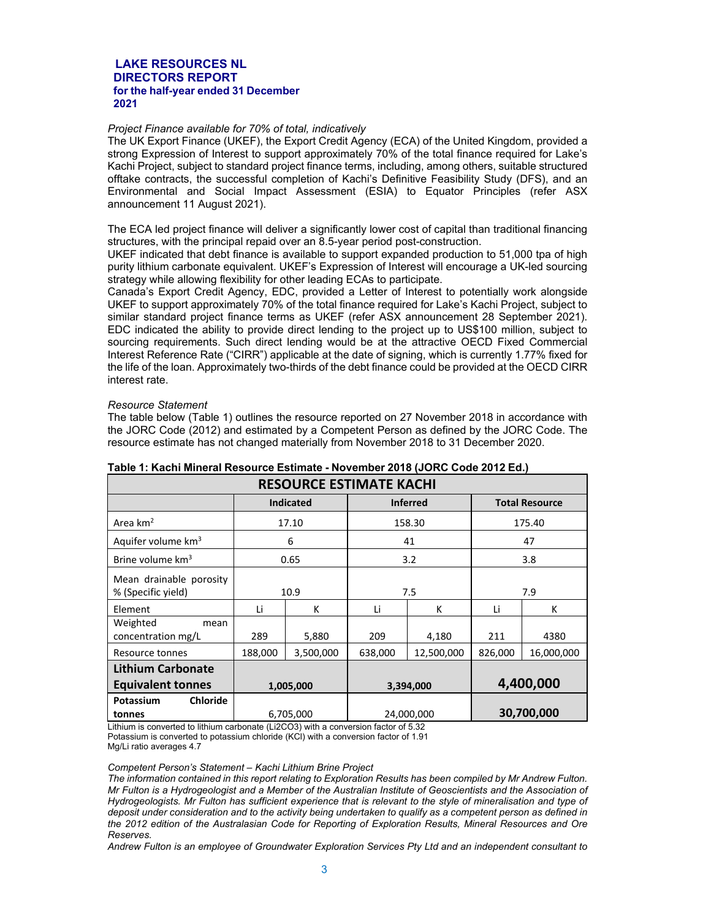**LAKE RESOURCES NL**
**DIRECTORS REPORT**
**for the half-year ended 31 December 2021**

*Project Finance available for 70% of total, indicatively*

The UK Export Finance (UKEF), the Export Credit Agency (ECA) of the United Kingdom, provided a strong Expression of Interest to support approximately 70% of the total finance required for Lake's Kachi Project, subject to standard project finance terms, including, among others, suitable structured offtake contracts, the successful completion of Kachi's Definitive Feasibility Study (DFS), and an Environmental and Social Impact Assessment (ESIA) to Equator Principles (refer ASX announcement 11 August 2021).

The ECA led project finance will deliver a significantly lower cost of capital than traditional financing structures, with the principal repaid over an 8.5-year period post-construction.

UKEF indicated that debt finance is available to support expanded production to 51,000 tpa of high purity lithium carbonate equivalent. UKEF's Expression of Interest will encourage a UK-led sourcing strategy while allowing flexibility for other leading ECAs to participate.

Canada's Export Credit Agency, EDC, provided a Letter of Interest to potentially work alongside UKEF to support approximately 70% of the total finance required for Lake's Kachi Project, subject to similar standard project finance terms as UKEF (refer ASX announcement 28 September 2021). EDC indicated the ability to provide direct lending to the project up to US$100 million, subject to sourcing requirements. Such direct lending would be at the attractive OECD Fixed Commercial Interest Reference Rate ("CIRR") applicable at the date of signing, which is currently 1.77% fixed for the life of the loan. Approximately two-thirds of the debt finance could be provided at the OECD CIRR interest rate.

*Resource Statement*

The table below (Table 1) outlines the resource reported on 27 November 2018 in accordance with the JORC Code (2012) and estimated by a Competent Person as defined by the JORC Code. The resource estimate has not changed materially from November 2018 to 31 December 2020.

**Table 1: Kachi Mineral Resource Estimate - November 2018 (JORC Code 2012 Ed.)**

| RESOURCE ESTIMATE KACHI | | | | | | |
|---|---|---|---|---|---|---|
| | **Indicated** | | **Inferred** | | **Total Resource** | |
| Area km$^2$ | 17.10 | | 158.30 | | 175.40 | |
| Aquifer volume km$^3$ | 6 | | 41 | | 47 | |
| Brine volume km$^3$ | 0.65 | | 3.2 | | 3.8 | |
| Mean drainable porosity % (Specific yield) | 10.9 | | 7.5 | | 7.9 | |
| Element | Li | K | Li | K | Li | K |
| Weighted mean concentration mg/L | 289 | 5,880 | 209 | 4,180 | 211 | 4380 |
| Resource tonnes | 188,000 | 3,500,000 | 638,000 | 12,500,000 | 826,000 | 16,000,000 |
| **Lithium Carbonate Equivalent tonnes** | **1,005,000** | | **3,394,000** | | **4,400,000** | |
| **Potassium Chloride tonnes** | 6,705,000 | | 24,000,000 | | **30,700,000** | |

Lithium is converted to lithium carbonate ($Li_2CO_3$) with a conversion factor of 5.32
Potassium is converted to potassium chloride (KCl) with a conversion factor of 1.91
Mg/Li ratio averages 4.7

*Competent Person's Statement – Kachi Lithium Brine Project*

*The information contained in this report relating to Exploration Results has been compiled by Mr Andrew Fulton. Mr Fulton is a Hydrogeologist and a Member of the Australian Institute of Geoscientists and the Association of Hydrogeologists. Mr Fulton has sufficient experience that is relevant to the style of mineralisation and type of deposit under consideration and to the activity being undertaken to qualify as a competent person as defined in the 2012 edition of the Australasian Code for Reporting of Exploration Results, Mineral Resources and Ore Reserves.*

*Andrew Fulton is an employee of Groundwater Exploration Services Pty Ltd and an independent consultant to*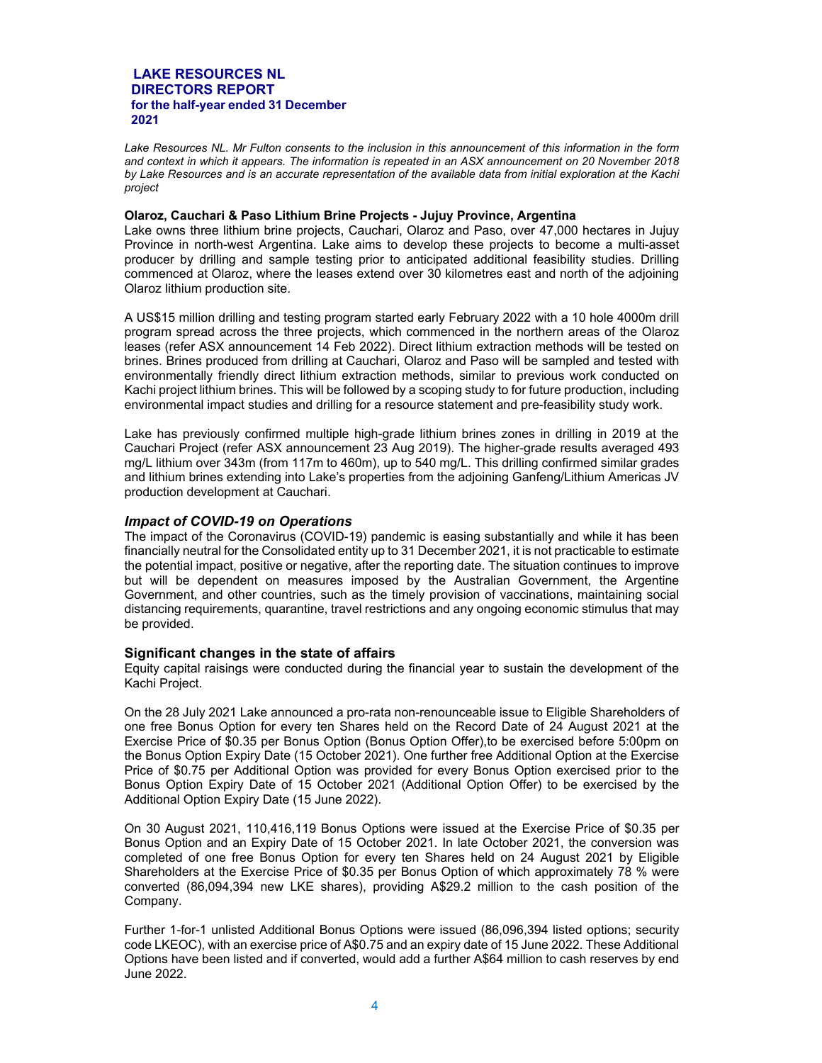*Lake Resources NL. Mr Fulton consents to the inclusion in this announcement of this information in the form and context in which it appears. The information is repeated in an ASX announcement on 20 November 2018 by Lake Resources and is an accurate representation of the available data from initial exploration at the Kachi project*

**Olaroz, Cauchari & Paso Lithium Brine Projects - Jujuy Province, Argentina**

Lake owns three lithium brine projects, Cauchari, Olaroz and Paso, over 47,000 hectares in Jujuy Province in north-west Argentina. Lake aims to develop these projects to become a multi-asset producer by drilling and sample testing prior to anticipated additional feasibility studies. Drilling commenced at Olaroz, where the leases extend over 30 kilometres east and north of the adjoining Olaroz lithium production site.

A US$15 million drilling and testing program started early February 2022 with a 10 hole 4000m drill program spread across the three projects, which commenced in the northern areas of the Olaroz leases (refer ASX announcement 14 Feb 2022). Direct lithium extraction methods will be tested on brines. Brines produced from drilling at Cauchari, Olaroz and Paso will be sampled and tested with environmentally friendly direct lithium extraction methods, similar to previous work conducted on Kachi project lithium brines. This will be followed by a scoping study to for future production, including environmental impact studies and drilling for a resource statement and pre-feasibility study work.

Lake has previously confirmed multiple high-grade lithium brines zones in drilling in 2019 at the Cauchari Project (refer ASX announcement 23 Aug 2019). The higher-grade results averaged 493 mg/L lithium over 343m (from 117m to 460m), up to 540 mg/L. This drilling confirmed similar grades and lithium brines extending into Lake's properties from the adjoining Ganfeng/Lithium Americas JV production development at Cauchari.

### *Impact of COVID-19 on Operations*

The impact of the Coronavirus (COVID-19) pandemic is easing substantially and while it has been financially neutral for the Consolidated entity up to 31 December 2021, it is not practicable to estimate the potential impact, positive or negative, after the reporting date. The situation continues to improve but will be dependent on measures imposed by the Australian Government, the Argentine Government, and other countries, such as the timely provision of vaccinations, maintaining social distancing requirements, quarantine, travel restrictions and any ongoing economic stimulus that may be provided.

### Significant changes in the state of affairs

Equity capital raisings were conducted during the financial year to sustain the development of the Kachi Project.

On the 28 July 2021 Lake announced a pro-rata non-renounceable issue to Eligible Shareholders of one free Bonus Option for every ten Shares held on the Record Date of 24 August 2021 at the Exercise Price of $0.35 per Bonus Option (Bonus Option Offer),to be exercised before 5:00pm on the Bonus Option Expiry Date (15 October 2021). One further free Additional Option at the Exercise Price of $0.75 per Additional Option was provided for every Bonus Option exercised prior to the Bonus Option Expiry Date of 15 October 2021 (Additional Option Offer) to be exercised by the Additional Option Expiry Date (15 June 2022).

On 30 August 2021, 110,416,119 Bonus Options were issued at the Exercise Price of $0.35 per Bonus Option and an Expiry Date of 15 October 2021. In late October 2021, the conversion was completed of one free Bonus Option for every ten Shares held on 24 August 2021 by Eligible Shareholders at the Exercise Price of $0.35 per Bonus Option of which approximately 78 % were converted (86,094,394 new LKE shares), providing A$29.2 million to the cash position of the Company.

Further 1-for-1 unlisted Additional Bonus Options were issued (86,096,394 listed options; security code LKEOC), with an exercise price of A$0.75 and an expiry date of 15 June 2022. These Additional Options have been listed and if converted, would add a further A$64 million to cash reserves by end June 2022.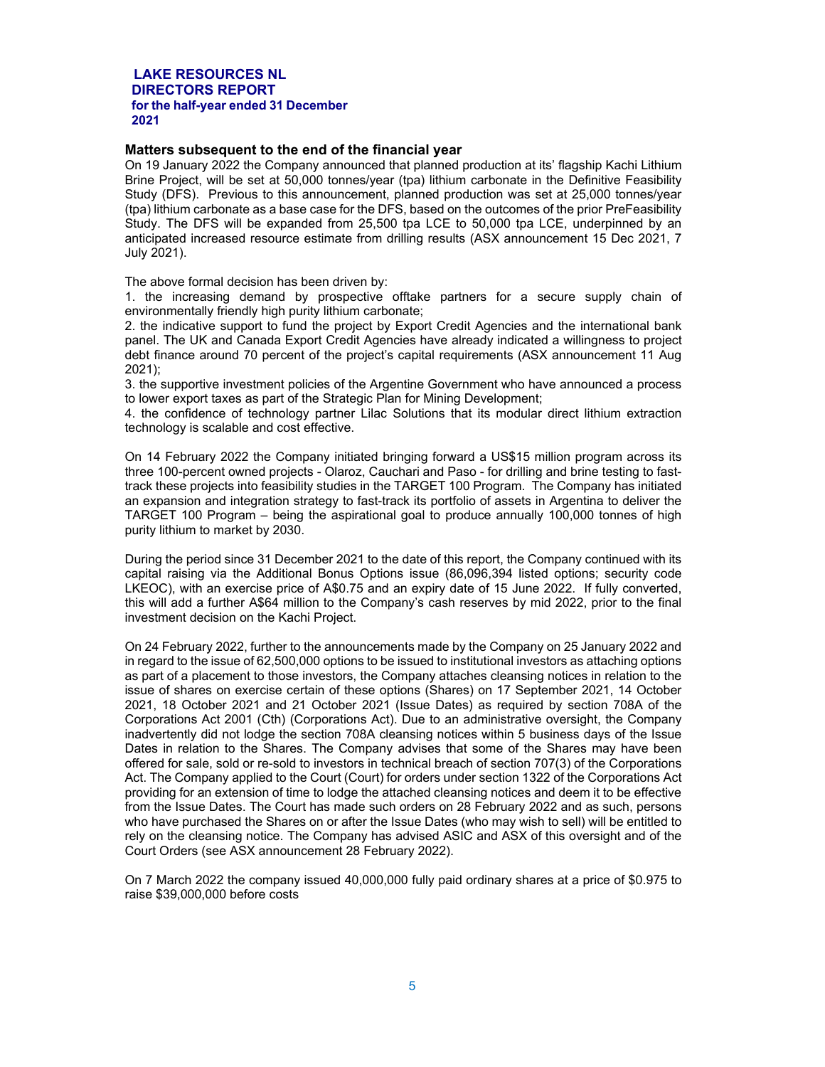## Matters subsequent to the end of the financial year

On 19 January 2022 the Company announced that planned production at its' flagship Kachi Lithium Brine Project, will be set at 50,000 tonnes/year (tpa) lithium carbonate in the Definitive Feasibility Study (DFS). Previous to this announcement, planned production was set at 25,000 tonnes/year (tpa) lithium carbonate as a base case for the DFS, based on the outcomes of the prior PreFeasibility Study. The DFS will be expanded from 25,500 tpa LCE to 50,000 tpa LCE, underpinned by an anticipated increased resource estimate from drilling results (ASX announcement 15 Dec 2021, 7 July 2021).

The above formal decision has been driven by:

1. the increasing demand by prospective offtake partners for a secure supply chain of environmentally friendly high purity lithium carbonate;
2. the indicative support to fund the project by Export Credit Agencies and the international bank panel. The UK and Canada Export Credit Agencies have already indicated a willingness to project debt finance around 70 percent of the project's capital requirements (ASX announcement 11 Aug 2021);
3. the supportive investment policies of the Argentine Government who have announced a process to lower export taxes as part of the Strategic Plan for Mining Development;
4. the confidence of technology partner Lilac Solutions that its modular direct lithium extraction technology is scalable and cost effective.

On 14 February 2022 the Company initiated bringing forward a US$15 million program across its three 100-percent owned projects - Olaroz, Cauchari and Paso - for drilling and brine testing to fast-track these projects into feasibility studies in the TARGET 100 Program. The Company has initiated an expansion and integration strategy to fast-track its portfolio of assets in Argentina to deliver the TARGET 100 Program – being the aspirational goal to produce annually 100,000 tonnes of high purity lithium to market by 2030.

During the period since 31 December 2021 to the date of this report, the Company continued with its capital raising via the Additional Bonus Options issue (86,096,394 listed options; security code LKEOC), with an exercise price of A$0.75 and an expiry date of 15 June 2022. If fully converted, this will add a further A$64 million to the Company's cash reserves by mid 2022, prior to the final investment decision on the Kachi Project.

On 24 February 2022, further to the announcements made by the Company on 25 January 2022 and in regard to the issue of 62,500,000 options to be issued to institutional investors as attaching options as part of a placement to those investors, the Company attaches cleansing notices in relation to the issue of shares on exercise certain of these options (Shares) on 17 September 2021, 14 October 2021, 18 October 2021 and 21 October 2021 (Issue Dates) as required by section 708A of the Corporations Act 2001 (Cth) (Corporations Act). Due to an administrative oversight, the Company inadvertently did not lodge the section 708A cleansing notices within 5 business days of the Issue Dates in relation to the Shares. The Company advises that some of the Shares may have been offered for sale, sold or re-sold to investors in technical breach of section 707(3) of the Corporations Act. The Company applied to the Court (Court) for orders under section 1322 of the Corporations Act providing for an extension of time to lodge the attached cleansing notices and deem it to be effective from the Issue Dates. The Court has made such orders on 28 February 2022 and as such, persons who have purchased the Shares on or after the Issue Dates (who may wish to sell) will be entitled to rely on the cleansing notice. The Company has advised ASIC and ASX of this oversight and of the Court Orders (see ASX announcement 28 February 2022).

On 7 March 2022 the company issued 40,000,000 fully paid ordinary shares at a price of $0.975 to raise $39,000,000 before costs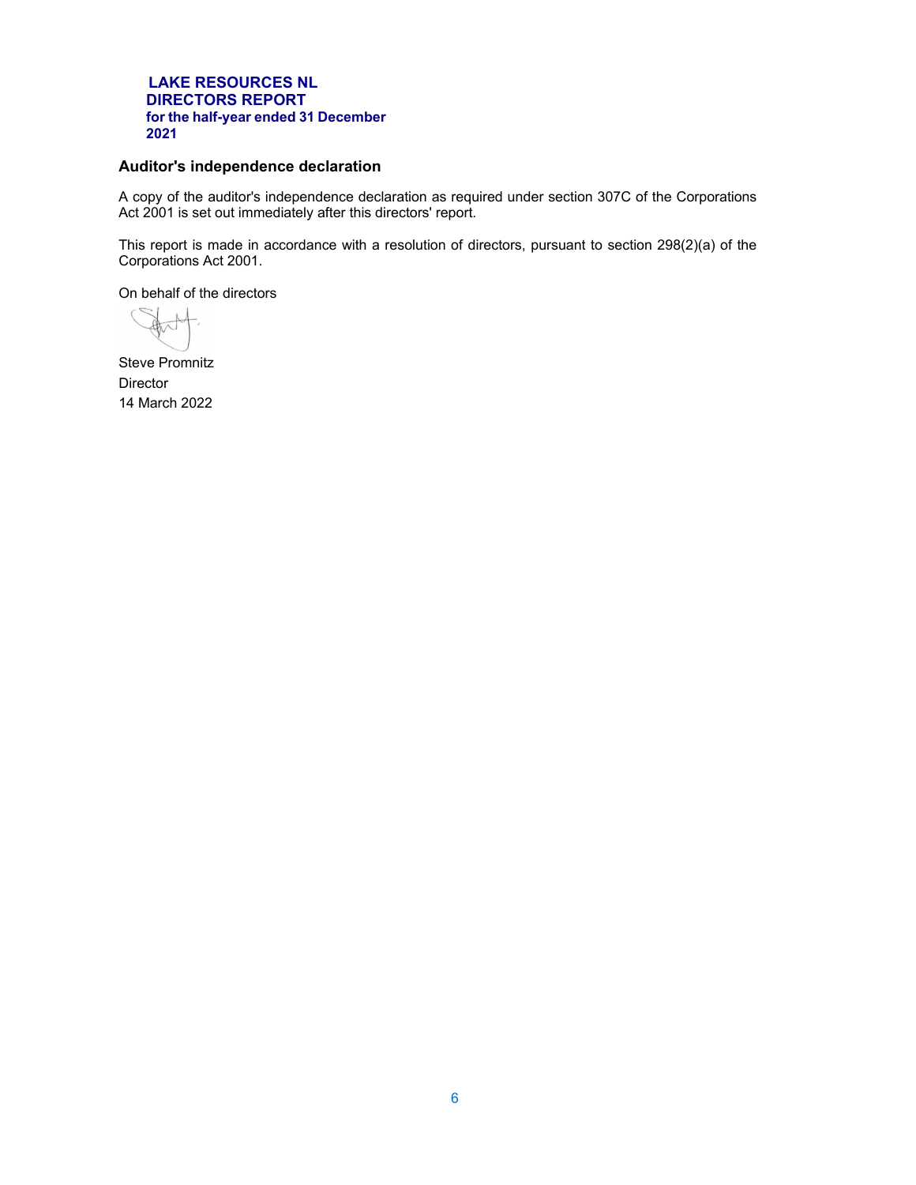**LAKE RESOURCES NL**
**DIRECTORS REPORT**
**for the half-year ended 31 December 2021**

## Auditor's independence declaration

A copy of the auditor's independence declaration as required under section 307C of the Corporations Act 2001 is set out immediately after this directors' report.

This report is made in accordance with a resolution of directors, pursuant to section 298(2)(a) of the Corporations Act 2001.

On behalf of the directors

Steve Promnitz
Director
14 March 2022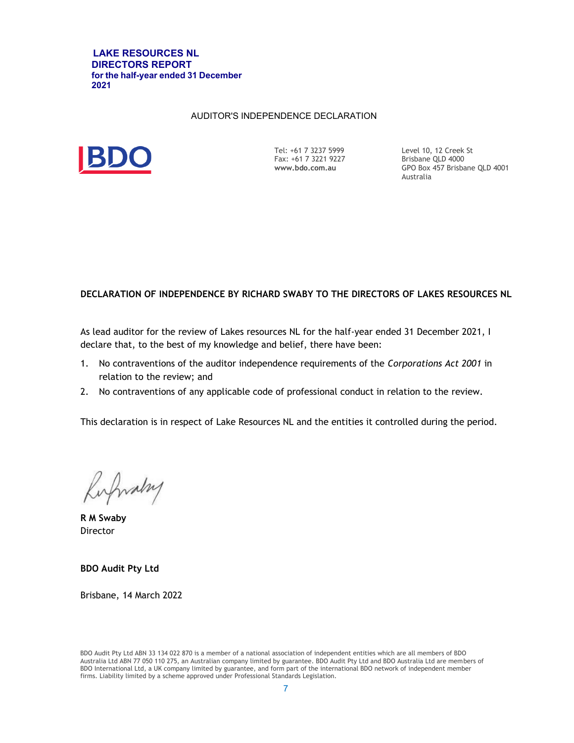**LAKE RESOURCES NL**
**DIRECTORS REPORT**
**for the half-year ended 31 December 2021**

AUDITOR'S INDEPENDENCE DECLARATION

BDO

Tel: +61 7 3237 5999
Fax: +61 7 3221 9227
**www.bdo.com.au**

Level 10, 12 Creek St
Brisbane QLD 4000
GPO Box 457 Brisbane QLD 4001
Australia

**DECLARATION OF INDEPENDENCE BY RICHARD SWABY TO THE DIRECTORS OF LAKES RESOURCES NL**

As lead auditor for the review of Lakes resources NL for the half-year ended 31 December 2021, I declare that, to the best of my knowledge and belief, there have been:

1. No contraventions of the auditor independence requirements of the *Corporations Act 2001* in relation to the review; and
2. No contraventions of any applicable code of professional conduct in relation to the review.

This declaration is in respect of Lake Resources NL and the entities it controlled during the period.

**R M Swaby**
Director

**BDO Audit Pty Ltd**

Brisbane, 14 March 2022

BDO Audit Pty Ltd ABN 33 134 022 870 is a member of a national association of independent entities which are all members of BDO Australia Ltd ABN 77 050 110 275, an Australian company limited by guarantee. BDO Audit Pty Ltd and BDO Australia Ltd are members of BDO International Ltd, a UK company limited by guarantee, and form part of the international BDO network of independent member firms. Liability limited by a scheme approved under Professional Standards Legislation.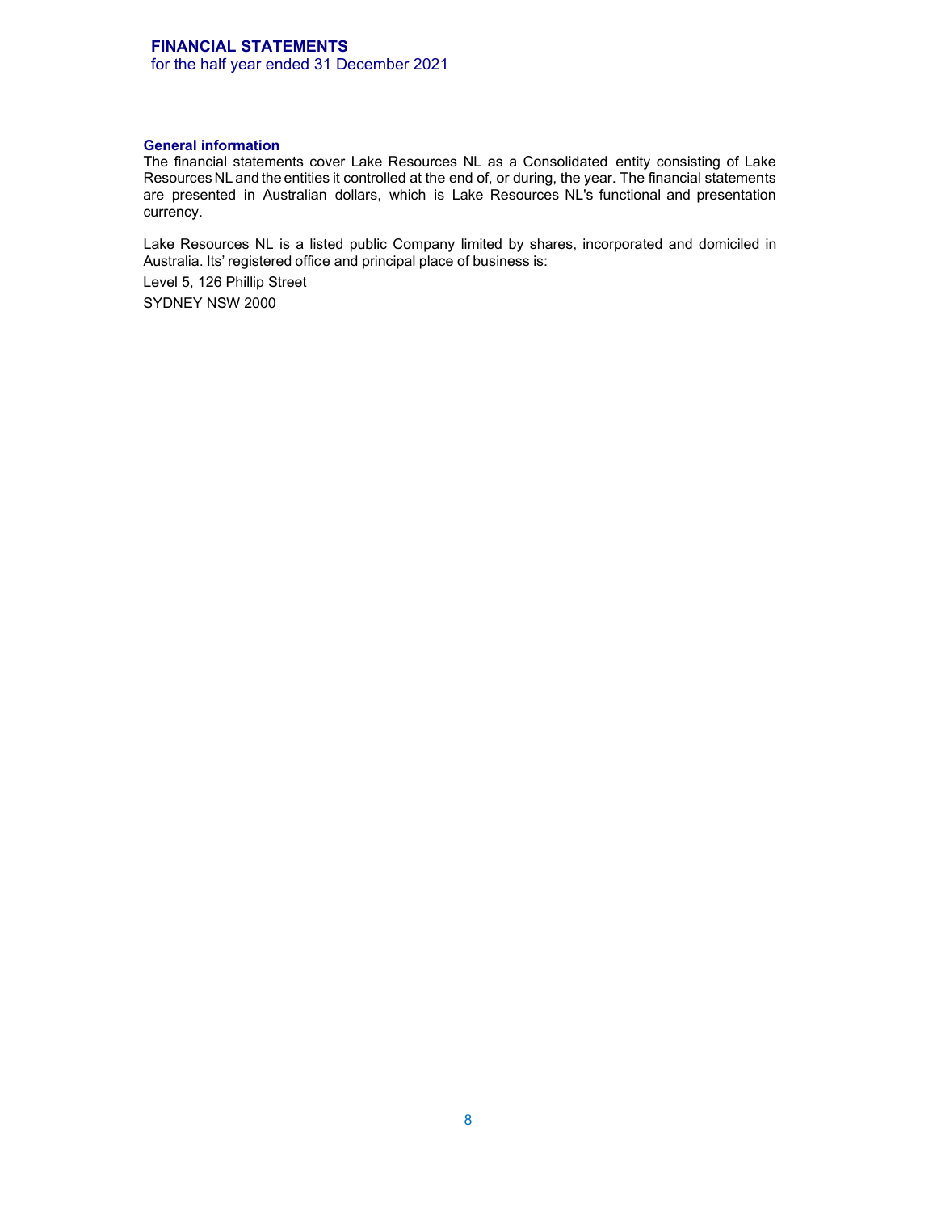# FINANCIAL STATEMENTS

for the half year ended 31 December 2021

### General information

The financial statements cover Lake Resources NL as a Consolidated entity consisting of Lake Resources NL and the entities it controlled at the end of, or during, the year. The financial statements are presented in Australian dollars, which is Lake Resources NL's functional and presentation currency.

Lake Resources NL is a listed public Company limited by shares, incorporated and domiciled in Australia. Its' registered office and principal place of business is:

Level 5, 126 Phillip Street

SYDNEY NSW 2000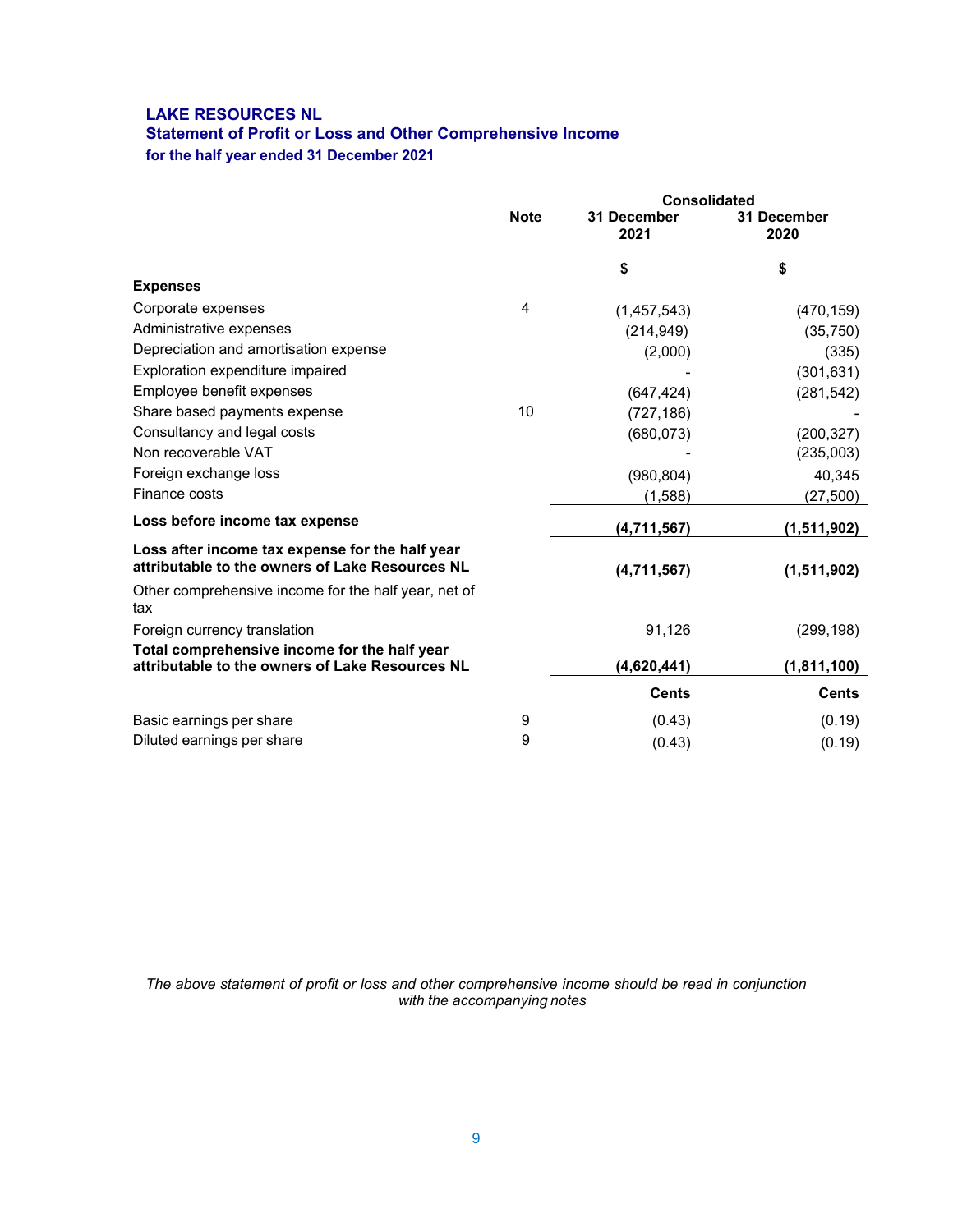**LAKE RESOURCES NL**
**Statement of Profit or Loss and Other Comprehensive Income**
**for the half year ended 31 December 2021**

| | Note | Consolidated 31 December 2021 | 31 December 2020 |
|---|---|---|---|
| | | $ | $ |
| **Expenses** | | | |
| Corporate expenses | 4 | (1,457,543) | (470,159) |
| Administrative expenses | | (214,949) | (35,750) |
| Depreciation and amortisation expense | | (2,000) | (335) |
| Exploration expenditure impaired | | - | (301,631) |
| Employee benefit expenses | | (647,424) | (281,542) |
| Share based payments expense | 10 | (727,186) | - |
| Consultancy and legal costs | | (680,073) | (200,327) |
| Non recoverable VAT | | - | (235,003) |
| Foreign exchange loss | | (980,804) | 40,345 |
| Finance costs | | (1,588) | (27,500) |
| **Loss before income tax expense** | | **(4,711,567)** | **(1,511,902)** |
| **Loss after income tax expense for the half year attributable to the owners of Lake Resources NL** | | **(4,711,567)** | **(1,511,902)** |
| Other comprehensive income for the half year, net of tax | | | |
| Foreign currency translation | | 91,126 | (299,198) |
| **Total comprehensive income for the half year attributable to the owners of Lake Resources NL** | | **(4,620,441)** | **(1,811,100)** |
| | | **Cents** | **Cents** |
| Basic earnings per share | 9 | (0.43) | (0.19) |
| Diluted earnings per share | 9 | (0.43) | (0.19) |

*The above statement of profit or loss and other comprehensive income should be read in conjunction with the accompanying notes*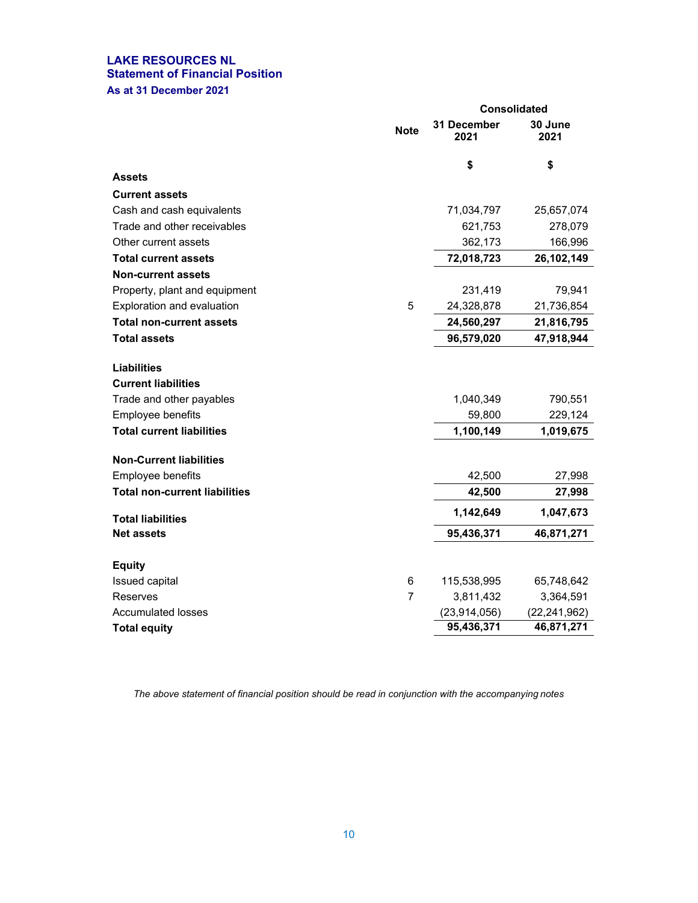# LAKE RESOURCES NL

## Statement of Financial Position

### As at 31 December 2021

| | Note | Consolidated 31 December 2021 | 30 June 2021 |
|---|---|---|---|
| | | **$** | **$** |
| **Assets** | | | |
| **Current assets** | | | |
| Cash and cash equivalents | | 71,034,797 | 25,657,074 |
| Trade and other receivables | | 621,753 | 278,079 |
| Other current assets | | 362,173 | 166,996 |
| **Total current assets** | | **72,018,723** | **26,102,149** |
| **Non-current assets** | | | |
| Property, plant and equipment | | 231,419 | 79,941 |
| Exploration and evaluation | 5 | 24,328,878 | 21,736,854 |
| **Total non-current assets** | | **24,560,297** | **21,816,795** |
| **Total assets** | | **96,579,020** | **47,918,944** |
| | | | |
| **Liabilities** | | | |
| **Current liabilities** | | | |
| Trade and other payables | | 1,040,349 | 790,551 |
| Employee benefits | | 59,800 | 229,124 |
| **Total current liabilities** | | **1,100,149** | **1,019,675** |
| | | | |
| **Non-Current liabilities** | | | |
| Employee benefits | | 42,500 | 27,998 |
| **Total non-current liabilities** | | **42,500** | **27,998** |
| **Total liabilities** | | **1,142,649** | **1,047,673** |
| **Net assets** | | **95,436,371** | **46,871,271** |
| | | | |
| **Equity** | | | |
| Issued capital | 6 | 115,538,995 | 65,748,642 |
| Reserves | 7 | 3,811,432 | 3,364,591 |
| Accumulated losses | | (23,914,056) | (22,241,962) |
| **Total equity** | | **95,436,371** | **46,871,271** |

*The above statement of financial position should be read in conjunction with the accompanying notes*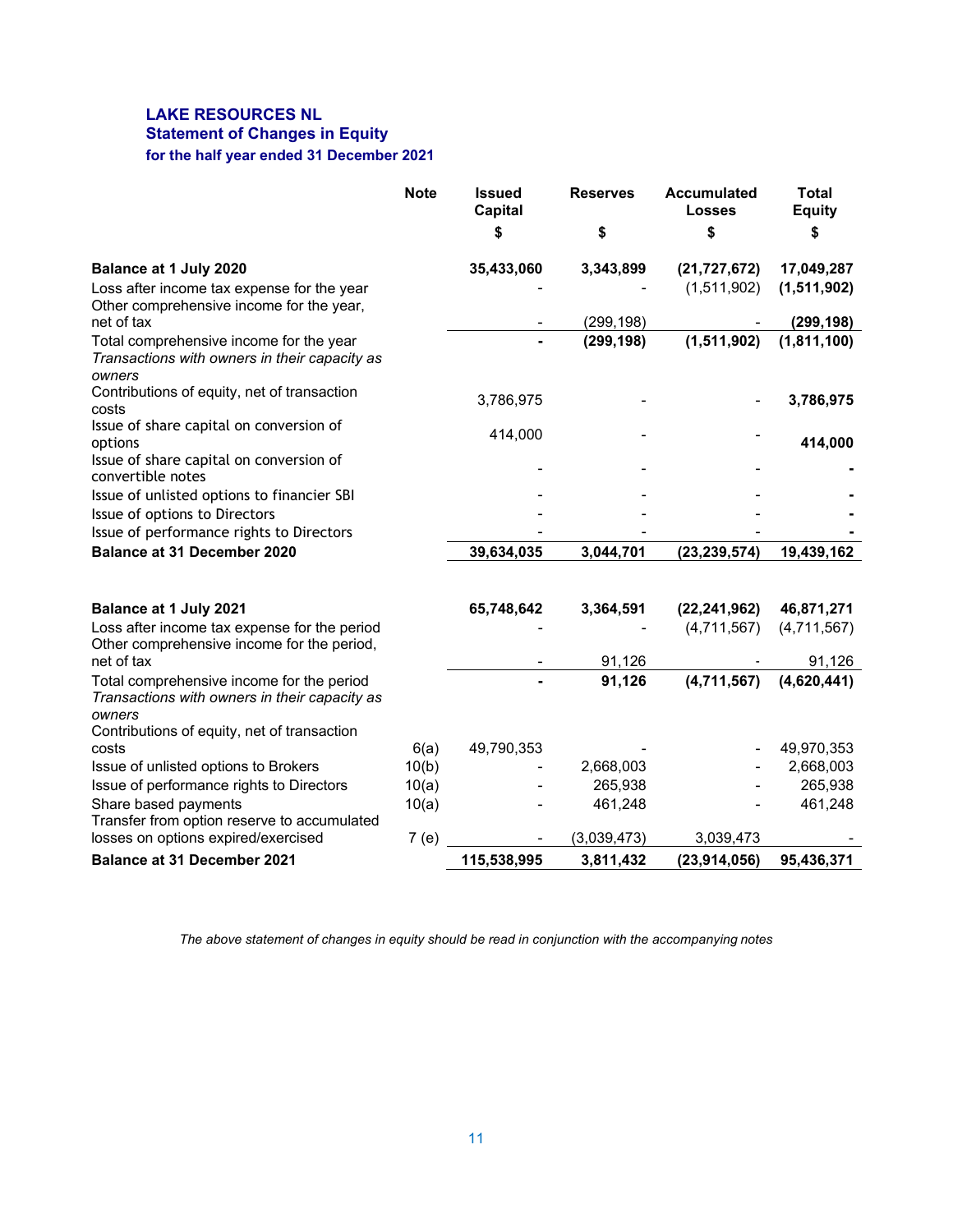# LAKE RESOURCES NL
## Statement of Changes in Equity
### for the half year ended 31 December 2021

| | Note | Issued Capital<br>$ | Reserves<br>$ | Accumulated Losses<br>$ | Total Equity<br>$ |
|---|---|---|---|---|---|
| **Balance at 1 July 2020** | | **35,433,060** | **3,343,899** | **(21,727,672)** | **17,049,287** |
| Loss after income tax expense for the year | | - | - | (1,511,902) | **(1,511,902)** |
| Other comprehensive income for the year, net of tax | | - | (299,198) | - | **(299,198)** |
| Total comprehensive income for the year | | **-** | **(299,198)** | **(1,511,902)** | **(1,811,100)** |
| *Transactions with owners in their capacity as owners* | | | | | |
| Contributions of equity, net of transaction costs | | 3,786,975 | - | - | **3,786,975** |
| Issue of share capital on conversion of options | | 414,000 | - | - | **414,000** |
| Issue of share capital on conversion of convertible notes | | - | - | - | **-** |
| Issue of unlisted options to financier SBI | | - | - | - | **-** |
| Issue of options to Directors | | - | - | - | **-** |
| Issue of performance rights to Directors | | - | - | - | **-** |
| **Balance at 31 December 2020** | | **39,634,035** | **3,044,701** | **(23,239,574)** | **19,439,162** |
| | | | | | |
| **Balance at 1 July 2021** | | **65,748,642** | **3,364,591** | **(22,241,962)** | **46,871,271** |
| Loss after income tax expense for the period | | - | - | (4,711,567) | (4,711,567) |
| Other comprehensive income for the period, net of tax | | - | 91,126 | - | 91,126 |
| Total comprehensive income for the period | | **-** | **91,126** | **(4,711,567)** | **(4,620,441)** |
| *Transactions with owners in their capacity as owners* | | | | | |
| Contributions of equity, net of transaction costs | 6(a) | 49,790,353 | - | - | 49,970,353 |
| Issue of unlisted options to Brokers | 10(b) | - | 2,668,003 | - | 2,668,003 |
| Issue of performance rights to Directors | 10(a) | - | 265,938 | - | 265,938 |
| Share based payments | 10(a) | - | 461,248 | - | 461,248 |
| Transfer from option reserve to accumulated losses on options expired/exercised | 7 (e) | - | (3,039,473) | 3,039,473 | - |
| **Balance at 31 December 2021** | | **115,538,995** | **3,811,432** | **(23,914,056)** | **95,436,371** |

*The above statement of changes in equity should be read in conjunction with the accompanying notes*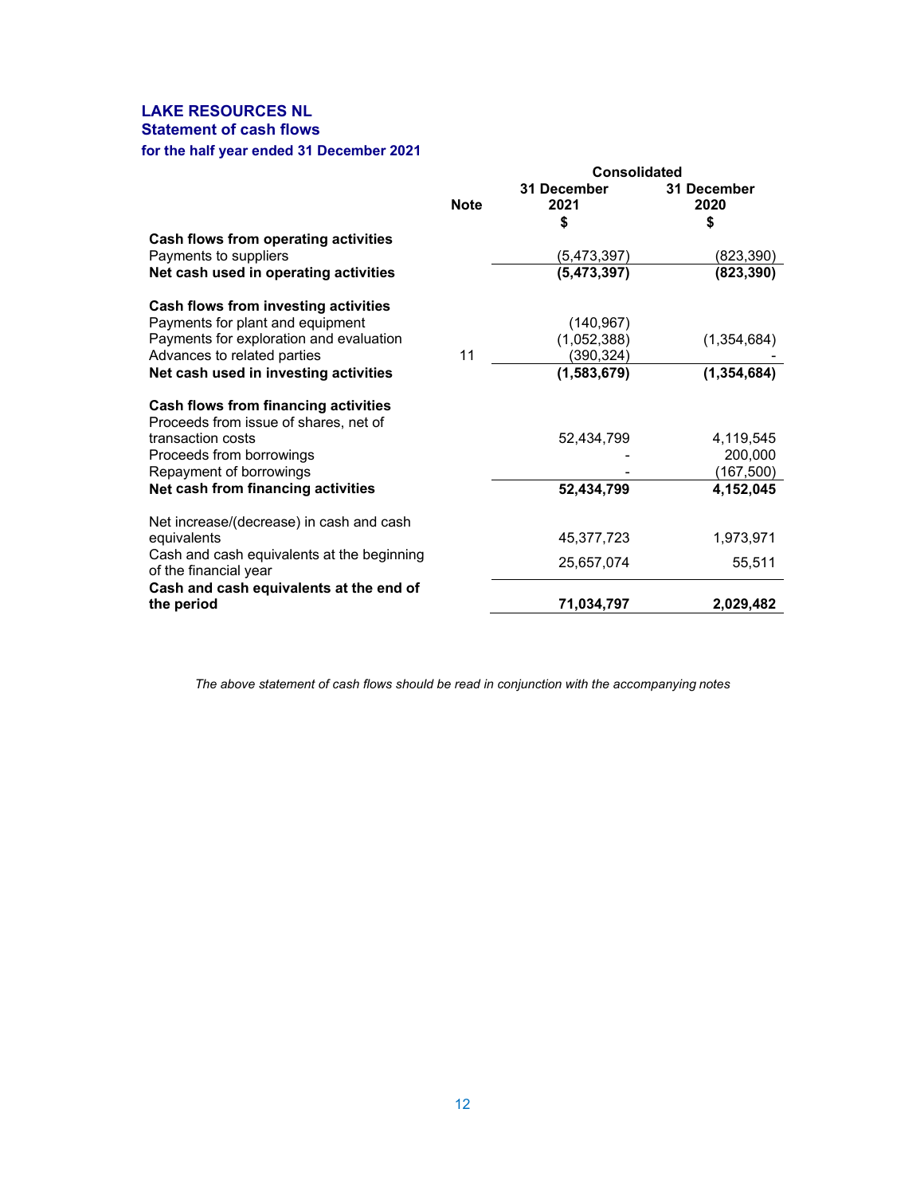# LAKE RESOURCES NL

## Statement of cash flows

### for the half year ended 31 December 2021

| | Note | Consolidated 31 December 2021 $ | 31 December 2020 $ |
|---|---|---|---|
| **Cash flows from operating activities** | | | |
| Payments to suppliers | | (5,473,397) | (823,390) |
| **Net cash used in operating activities** | | **(5,473,397)** | **(823,390)** |
| | | | |
| **Cash flows from investing activities** | | | |
| Payments for plant and equipment | | (140,967) | |
| Payments for exploration and evaluation | | (1,052,388) | (1,354,684) |
| Advances to related parties | 11 | (390,324) | - |
| **Net cash used in investing activities** | | **(1,583,679)** | **(1,354,684)** |
| | | | |
| **Cash flows from financing activities** | | | |
| Proceeds from issue of shares, net of transaction costs | | 52,434,799 | 4,119,545 |
| Proceeds from borrowings | | - | 200,000 |
| Repayment of borrowings | | - | (167,500) |
| **Net cash from financing activities** | | **52,434,799** | **4,152,045** |
| | | | |
| Net increase/(decrease) in cash and cash equivalents | | 45,377,723 | 1,973,971 |
| Cash and cash equivalents at the beginning of the financial year | | 25,657,074 | 55,511 |
| **Cash and cash equivalents at the end of the period** | | **71,034,797** | **2,029,482** |

*The above statement of cash flows should be read in conjunction with the accompanying notes*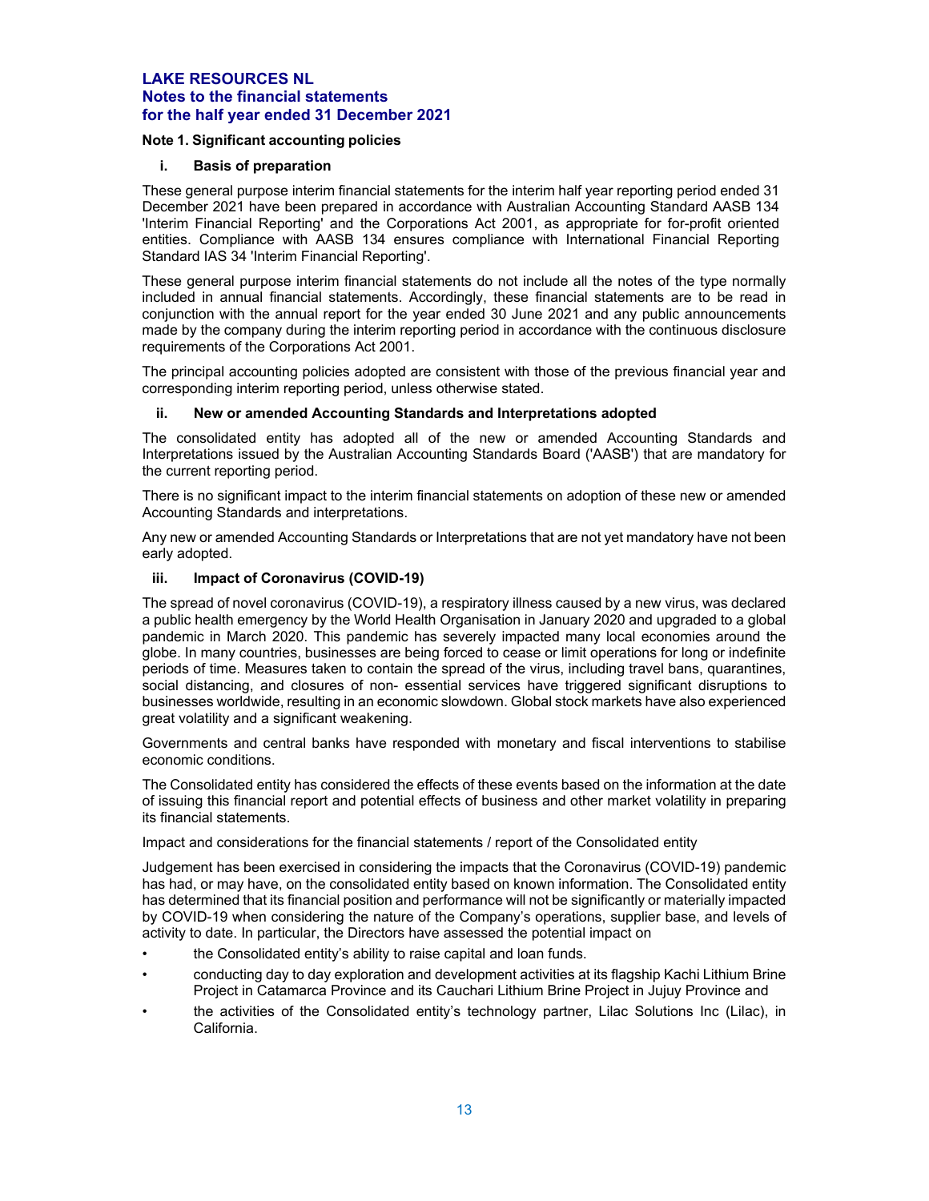# LAKE RESOURCES NL
## Notes to the financial statements
## for the half year ended 31 December 2021

### Note 1. Significant accounting policies

#### i. Basis of preparation

These general purpose interim financial statements for the interim half year reporting period ended 31 December 2021 have been prepared in accordance with Australian Accounting Standard AASB 134 'Interim Financial Reporting' and the Corporations Act 2001, as appropriate for for-profit oriented entities. Compliance with AASB 134 ensures compliance with International Financial Reporting Standard IAS 34 'Interim Financial Reporting'.

These general purpose interim financial statements do not include all the notes of the type normally included in annual financial statements. Accordingly, these financial statements are to be read in conjunction with the annual report for the year ended 30 June 2021 and any public announcements made by the company during the interim reporting period in accordance with the continuous disclosure requirements of the Corporations Act 2001.

The principal accounting policies adopted are consistent with those of the previous financial year and corresponding interim reporting period, unless otherwise stated.

#### ii. New or amended Accounting Standards and Interpretations adopted

The consolidated entity has adopted all of the new or amended Accounting Standards and Interpretations issued by the Australian Accounting Standards Board ('AASB') that are mandatory for the current reporting period.

There is no significant impact to the interim financial statements on adoption of these new or amended Accounting Standards and interpretations.

Any new or amended Accounting Standards or Interpretations that are not yet mandatory have not been early adopted.

#### iii. Impact of Coronavirus (COVID-19)

The spread of novel coronavirus (COVID-19), a respiratory illness caused by a new virus, was declared a public health emergency by the World Health Organisation in January 2020 and upgraded to a global pandemic in March 2020. This pandemic has severely impacted many local economies around the globe. In many countries, businesses are being forced to cease or limit operations for long or indefinite periods of time. Measures taken to contain the spread of the virus, including travel bans, quarantines, social distancing, and closures of non- essential services have triggered significant disruptions to businesses worldwide, resulting in an economic slowdown. Global stock markets have also experienced great volatility and a significant weakening.

Governments and central banks have responded with monetary and fiscal interventions to stabilise economic conditions.

The Consolidated entity has considered the effects of these events based on the information at the date of issuing this financial report and potential effects of business and other market volatility in preparing its financial statements.

Impact and considerations for the financial statements / report of the Consolidated entity

Judgement has been exercised in considering the impacts that the Coronavirus (COVID-19) pandemic has had, or may have, on the consolidated entity based on known information. The Consolidated entity has determined that its financial position and performance will not be significantly or materially impacted by COVID-19 when considering the nature of the Company's operations, supplier base, and levels of activity to date. In particular, the Directors have assessed the potential impact on

- the Consolidated entity's ability to raise capital and loan funds.
- conducting day to day exploration and development activities at its flagship Kachi Lithium Brine Project in Catamarca Province and its Cauchari Lithium Brine Project in Jujuy Province and
- the activities of the Consolidated entity's technology partner, Lilac Solutions Inc (Lilac), in California.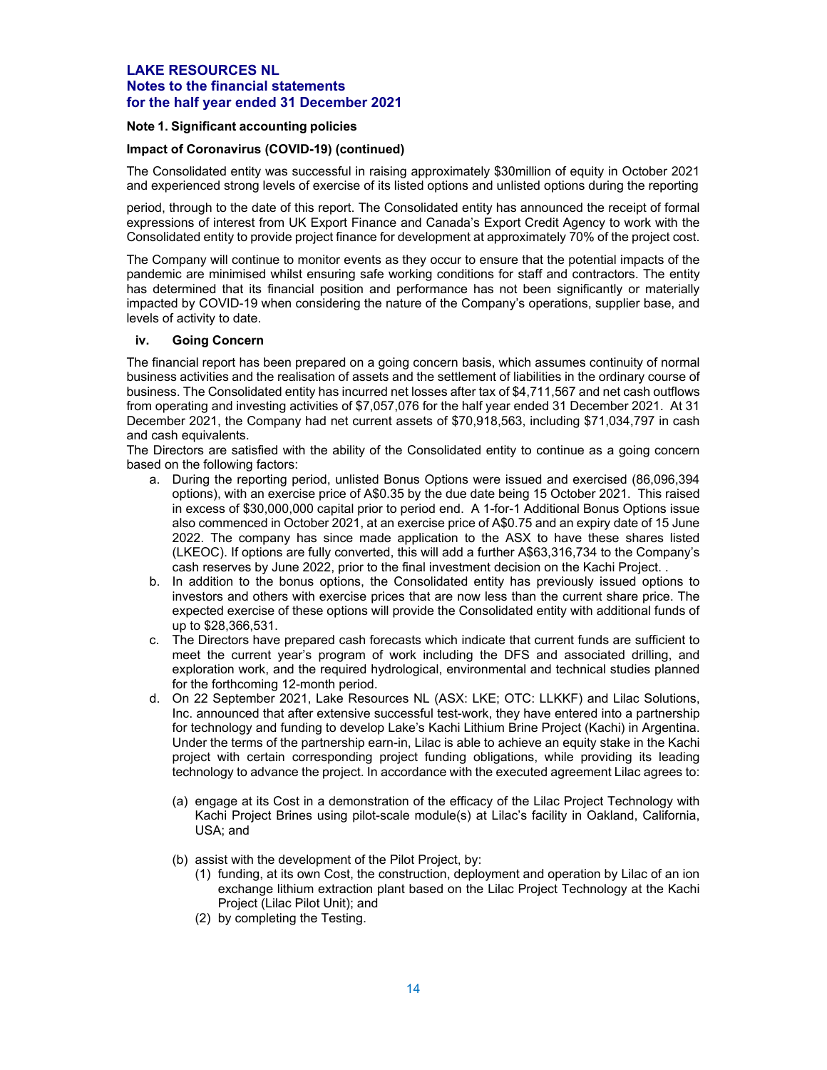**Note 1. Significant accounting policies**

**Impact of Coronavirus (COVID-19) (continued)**

The Consolidated entity was successful in raising approximately $30million of equity in October 2021 and experienced strong levels of exercise of its listed options and unlisted options during the reporting period, through to the date of this report. The Consolidated entity has announced the receipt of formal expressions of interest from UK Export Finance and Canada's Export Credit Agency to work with the Consolidated entity to provide project finance for development at approximately 70% of the project cost.

The Company will continue to monitor events as they occur to ensure that the potential impacts of the pandemic are minimised whilst ensuring safe working conditions for staff and contractors. The entity has determined that its financial position and performance has not been significantly or materially impacted by COVID-19 when considering the nature of the Company's operations, supplier base, and levels of activity to date.

**iv. Going Concern**

The financial report has been prepared on a going concern basis, which assumes continuity of normal business activities and the realisation of assets and the settlement of liabilities in the ordinary course of business. The Consolidated entity has incurred net losses after tax of $4,711,567 and net cash outflows from operating and investing activities of $7,057,076 for the half year ended 31 December 2021. At 31 December 2021, the Company had net current assets of $70,918,563, including $71,034,797 in cash and cash equivalents.

The Directors are satisfied with the ability of the Consolidated entity to continue as a going concern based on the following factors:

a. During the reporting period, unlisted Bonus Options were issued and exercised (86,096,394 options), with an exercise price of A$0.35 by the due date being 15 October 2021. This raised in excess of $30,000,000 capital prior to period end. A 1-for-1 Additional Bonus Options issue also commenced in October 2021, at an exercise price of A$0.75 and an expiry date of 15 June 2022. The company has since made application to the ASX to have these shares listed (LKEOC). If options are fully converted, this will add a further A$63,316,734 to the Company's cash reserves by June 2022, prior to the final investment decision on the Kachi Project. .
b. In addition to the bonus options, the Consolidated entity has previously issued options to investors and others with exercise prices that are now less than the current share price. The expected exercise of these options will provide the Consolidated entity with additional funds of up to $28,366,531.
c. The Directors have prepared cash forecasts which indicate that current funds are sufficient to meet the current year's program of work including the DFS and associated drilling, and exploration work, and the required hydrological, environmental and technical studies planned for the forthcoming 12-month period.
d. On 22 September 2021, Lake Resources NL (ASX: LKE; OTC: LLKKF) and Lilac Solutions, Inc. announced that after extensive successful test-work, they have entered into a partnership for technology and funding to develop Lake's Kachi Lithium Brine Project (Kachi) in Argentina. Under the terms of the partnership earn-in, Lilac is able to achieve an equity stake in the Kachi project with certain corresponding project funding obligations, while providing its leading technology to advance the project. In accordance with the executed agreement Lilac agrees to:

   (a) engage at its Cost in a demonstration of the efficacy of the Lilac Project Technology with Kachi Project Brines using pilot-scale module(s) at Lilac's facility in Oakland, California, USA; and

   (b) assist with the development of the Pilot Project, by:
      (1) funding, at its own Cost, the construction, deployment and operation by Lilac of an ion exchange lithium extraction plant based on the Lilac Project Technology at the Kachi Project (Lilac Pilot Unit); and
      (2) by completing the Testing.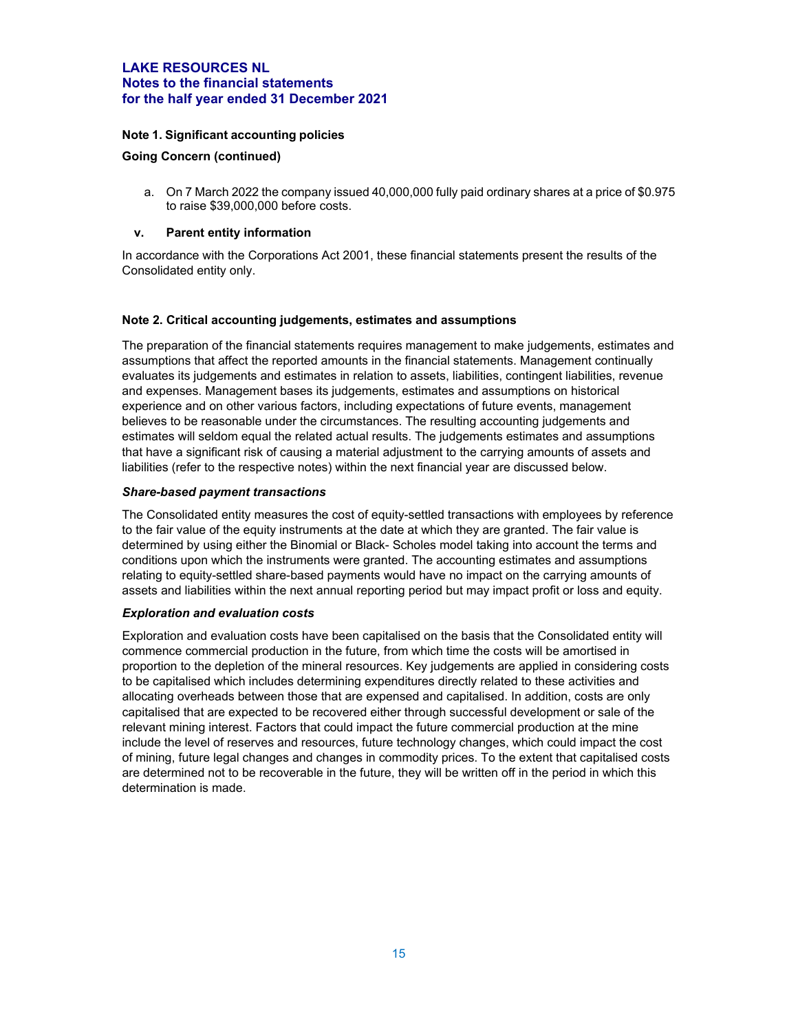## Note 1. Significant accounting policies

### Going Concern (continued)

a. On 7 March 2022 the company issued 40,000,000 fully paid ordinary shares at a price of $0.975 to raise $39,000,000 before costs.

### v. Parent entity information

In accordance with the Corporations Act 2001, these financial statements present the results of the Consolidated entity only.

## Note 2. Critical accounting judgements, estimates and assumptions

The preparation of the financial statements requires management to make judgements, estimates and assumptions that affect the reported amounts in the financial statements. Management continually evaluates its judgements and estimates in relation to assets, liabilities, contingent liabilities, revenue and expenses. Management bases its judgements, estimates and assumptions on historical experience and on other various factors, including expectations of future events, management believes to be reasonable under the circumstances. The resulting accounting judgements and estimates will seldom equal the related actual results. The judgements estimates and assumptions that have a significant risk of causing a material adjustment to the carrying amounts of assets and liabilities (refer to the respective notes) within the next financial year are discussed below.

***Share-based payment transactions***

The Consolidated entity measures the cost of equity-settled transactions with employees by reference to the fair value of the equity instruments at the date at which they are granted. The fair value is determined by using either the Binomial or Black- Scholes model taking into account the terms and conditions upon which the instruments were granted. The accounting estimates and assumptions relating to equity-settled share-based payments would have no impact on the carrying amounts of assets and liabilities within the next annual reporting period but may impact profit or loss and equity.

***Exploration and evaluation costs***

Exploration and evaluation costs have been capitalised on the basis that the Consolidated entity will commence commercial production in the future, from which time the costs will be amortised in proportion to the depletion of the mineral resources. Key judgements are applied in considering costs to be capitalised which includes determining expenditures directly related to these activities and allocating overheads between those that are expensed and capitalised. In addition, costs are only capitalised that are expected to be recovered either through successful development or sale of the relevant mining interest. Factors that could impact the future commercial production at the mine include the level of reserves and resources, future technology changes, which could impact the cost of mining, future legal changes and changes in commodity prices. To the extent that capitalised costs are determined not to be recoverable in the future, they will be written off in the period in which this determination is made.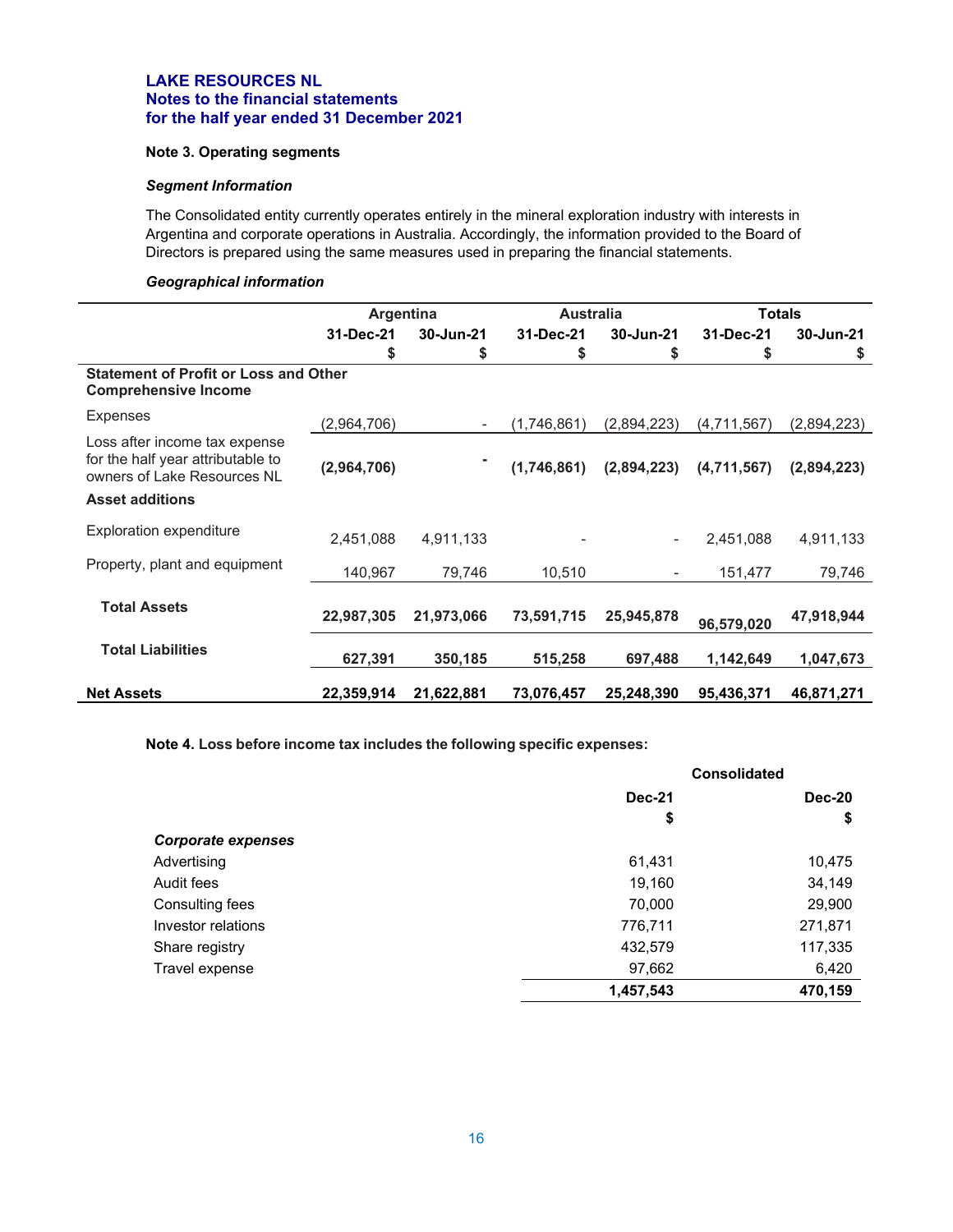**LAKE RESOURCES NL**
**Notes to the financial statements**
**for the half year ended 31 December 2021**

## Note 3. Operating segments

### *Segment Information*

The Consolidated entity currently operates entirely in the mineral exploration industry with interests in Argentina and corporate operations in Australia. Accordingly, the information provided to the Board of Directors is prepared using the same measures used in preparing the financial statements.

### *Geographical information*

| | Argentina | | Australia | | Totals | |
|---|---|---|---|---|---|---|
| | 31-Dec-21 | 30-Jun-21 | 31-Dec-21 | 30-Jun-21 | 31-Dec-21 | 30-Jun-21 |
| | $ | $ | $ | $ | $ | $ |
| **Statement of Profit or Loss and Other Comprehensive Income** | | | | | | |
| Expenses | (2,964,706) | - | (1,746,861) | (2,894,223) | (4,711,567) | (2,894,223) |
| Loss after income tax expense for the half year attributable to owners of Lake Resources NL | **(2,964,706)** | **-** | **(1,746,861)** | **(2,894,223)** | **(4,711,567)** | **(2,894,223)** |
| **Asset additions** | | | | | | |
| Exploration expenditure | 2,451,088 | 4,911,133 | - | - | 2,451,088 | 4,911,133 |
| Property, plant and equipment | 140,967 | 79,746 | 10,510 | - | 151,477 | 79,746 |
| **Total Assets** | **22,987,305** | **21,973,066** | **73,591,715** | **25,945,878** | **96,579,020** | **47,918,944** |
| **Total Liabilities** | **627,391** | **350,185** | **515,258** | **697,488** | **1,142,649** | **1,047,673** |
| **Net Assets** | **22,359,914** | **21,622,881** | **73,076,457** | **25,248,390** | **95,436,371** | **46,871,271** |

## Note 4. Loss before income tax includes the following specific expenses:

| | Consolidated | |
|---|---|---|
| | Dec-21 | Dec-20 |
| | $ | $ |
| ***Corporate expenses*** | | |
| Advertising | 61,431 | 10,475 |
| Audit fees | 19,160 | 34,149 |
| Consulting fees | 70,000 | 29,900 |
| Investor relations | 776,711 | 271,871 |
| Share registry | 432,579 | 117,335 |
| Travel expense | 97,662 | 6,420 |
| | **1,457,543** | **470,159** |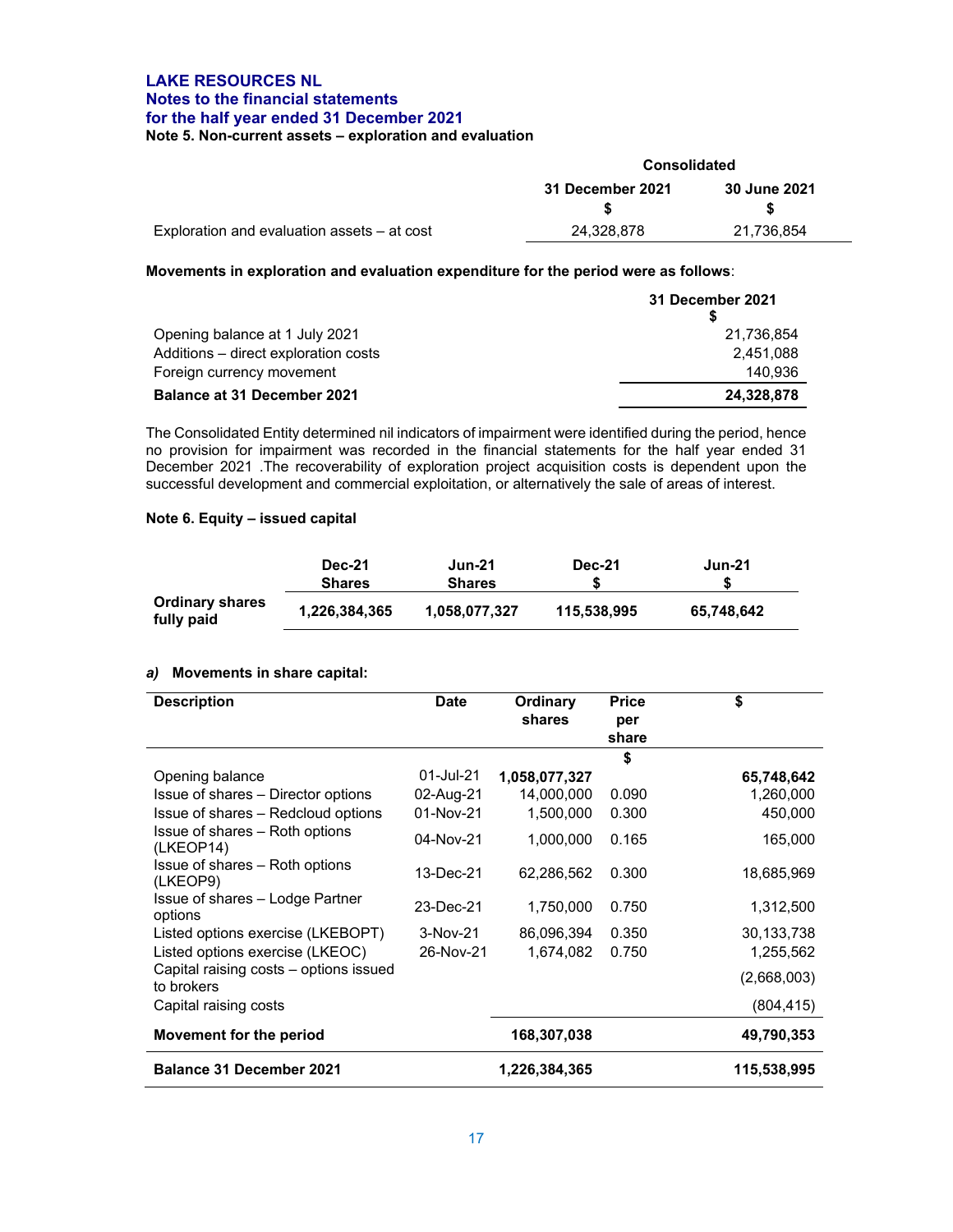# LAKE RESOURCES NL
## Notes to the financial statements
## for the half year ended 31 December 2021

### Note 5. Non-current assets – exploration and evaluation

| | Consolidated | |
|---|---|---|
| | 31 December 2021 | 30 June 2021 |
| | $ | $ |
| Exploration and evaluation assets – at cost | 24,328,878 | 21,736,854 |

**Movements in exploration and evaluation expenditure for the period were as follows**:

| | 31 December 2021 |
|---|---|
| | $ |
| Opening balance at 1 July 2021 | 21,736,854 |
| Additions – direct exploration costs | 2,451,088 |
| Foreign currency movement | 140,936 |
| **Balance at 31 December 2021** | **24,328,878** |

The Consolidated Entity determined nil indicators of impairment were identified during the period, hence no provision for impairment was recorded in the financial statements for the half year ended 31 December 2021 .The recoverability of exploration project acquisition costs is dependent upon the successful development and commercial exploitation, or alternatively the sale of areas of interest.

### Note 6. Equity – issued capital

| | Dec-21 Shares | Jun-21 Shares | Dec-21 $ | Jun-21 $ |
|---|---|---|---|---|
| **Ordinary shares fully paid** | **1,226,384,365** | **1,058,077,327** | **115,538,995** | **65,748,642** |

***a)*** **Movements in share capital:**

| Description | Date | Ordinary shares | Price per share | $ |
|---|---|---|---|---|
| | | | $ | |
| Opening balance | 01-Jul-21 | **1,058,077,327** | | **65,748,642** |
| Issue of shares – Director options | 02-Aug-21 | 14,000,000 | 0.090 | 1,260,000 |
| Issue of shares – Redcloud options | 01-Nov-21 | 1,500,000 | 0.300 | 450,000 |
| Issue of shares – Roth options (LKEOP14) | 04-Nov-21 | 1,000,000 | 0.165 | 165,000 |
| Issue of shares – Roth options (LKEOP9) | 13-Dec-21 | 62,286,562 | 0.300 | 18,685,969 |
| Issue of shares – Lodge Partner options | 23-Dec-21 | 1,750,000 | 0.750 | 1,312,500 |
| Listed options exercise (LKEBOPT) | 3-Nov-21 | 86,096,394 | 0.350 | 30,133,738 |
| Listed options exercise (LKEOC) | 26-Nov-21 | 1,674,082 | 0.750 | 1,255,562 |
| Capital raising costs – options issued to brokers | | | | (2,668,003) |
| Capital raising costs | | | | (804,415) |
| **Movement for the period** | | **168,307,038** | | **49,790,353** |
| **Balance 31 December 2021** | | **1,226,384,365** | | **115,538,995** |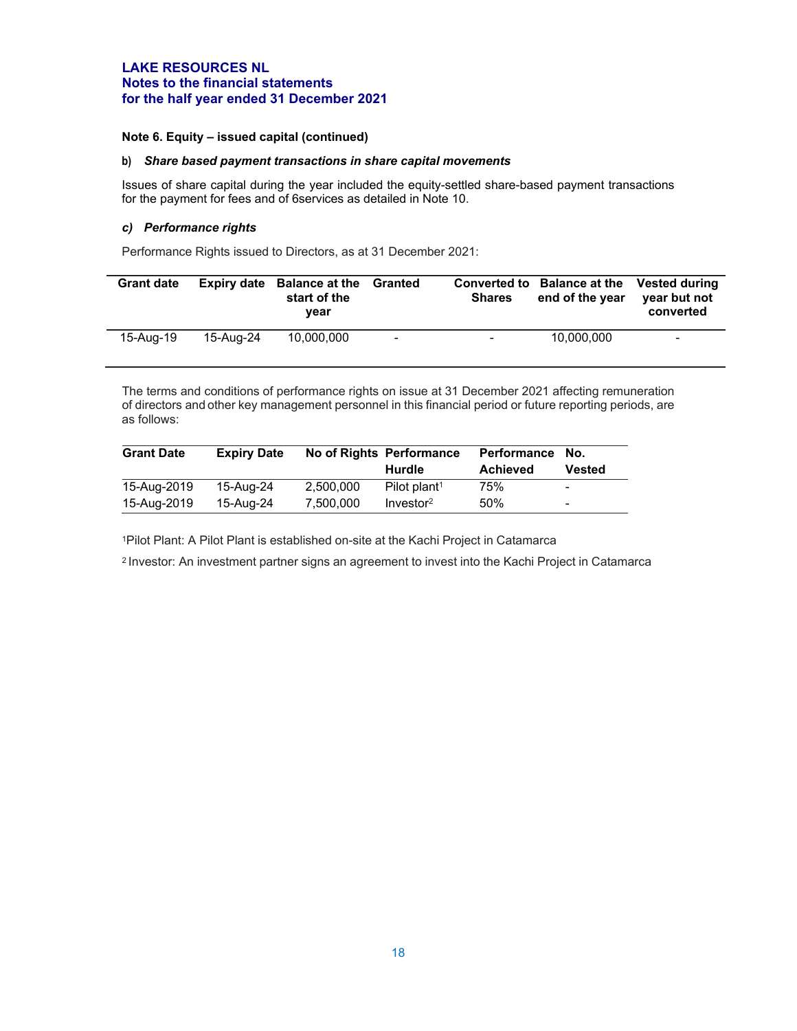**LAKE RESOURCES NL**
**Notes to the financial statements**
**for the half year ended 31 December 2021**

**Note 6. Equity – issued capital (continued)**

**b)** ***Share based payment transactions in share capital movements***

Issues of share capital during the year included the equity-settled share-based payment transactions for the payment for fees and of 6services as detailed in Note 10.

***c) Performance rights***

Performance Rights issued to Directors, as at 31 December 2021:

| Grant date | Expiry date | Balance at the start of the year | Granted | Converted to Shares | Balance at the end of the year | Vested during year but not converted |
|---|---|---|---|---|---|---|
| 15-Aug-19 | 15-Aug-24 | 10,000,000 | - | - | 10,000,000 | - |

The terms and conditions of performance rights on issue at 31 December 2021 affecting remuneration of directors and other key management personnel in this financial period or future reporting periods, are as follows:

| Grant Date | Expiry Date | No of Rights | Performance Hurdle | Performance Achieved | No. Vested |
|---|---|---|---|---|---|
| 15-Aug-2019 | 15-Aug-24 | 2,500,000 | Pilot plant[1] | 75% | - |
| 15-Aug-2019 | 15-Aug-24 | 7,500,000 | Investor[2] | 50% | - |

[1]Pilot Plant: A Pilot Plant is established on-site at the Kachi Project in Catamarca

[2] Investor: An investment partner signs an agreement to invest into the Kachi Project in Catamarca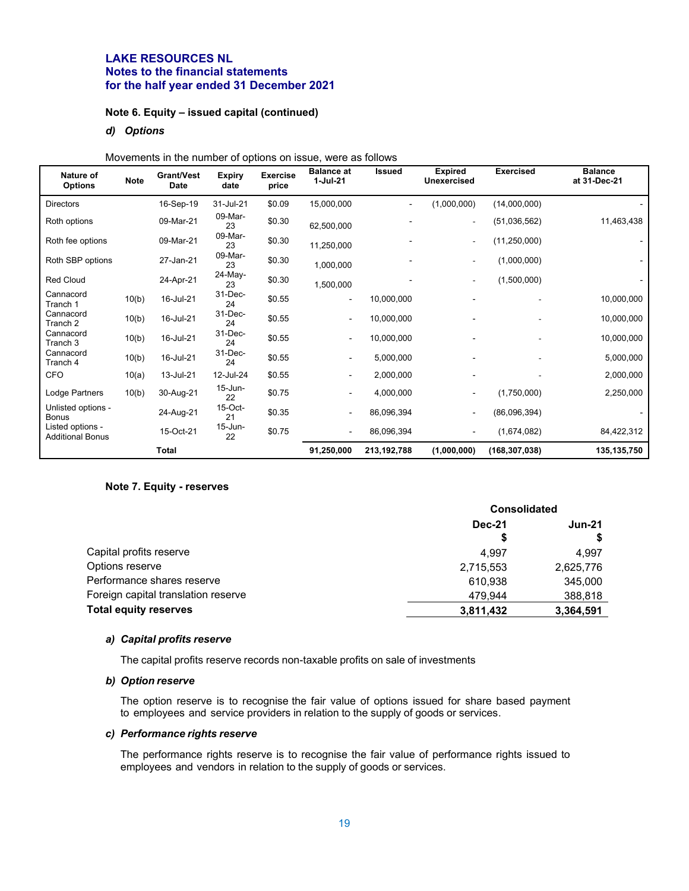## LAKE RESOURCES NL
## Notes to the financial statements
## for the half year ended 31 December 2021

### Note 6. Equity – issued capital (continued)

#### *d) Options*

Movements in the number of options on issue, were as follows

| Nature of Options | Note | Grant/Vest Date | Expiry date | Exercise price | Balance at 1-Jul-21 | Issued | Expired Unexercised | Exercised | Balance at 31-Dec-21 |
|---|---|---|---|---|---|---|---|---|---|
| Directors | | 16-Sep-19 | 31-Jul-21 | $0.09 | 15,000,000 | - | (1,000,000) | (14,000,000) | - |
| Roth options | | 09-Mar-21 | 09-Mar-23 | $0.30 | 62,500,000 | - | - | (51,036,562) | 11,463,438 |
| Roth fee options | | 09-Mar-21 | 09-Mar-23 | $0.30 | 11,250,000 | - | - | (11,250,000) | - |
| Roth SBP options | | 27-Jan-21 | 09-Mar-23 | $0.30 | 1,000,000 | - | - | (1,000,000) | - |
| Red Cloud | | 24-Apr-21 | 24-May-23 | $0.30 | 1,500,000 | - | - | (1,500,000) | - |
| Cannacord Tranch 1 | 10(b) | 16-Jul-21 | 31-Dec-24 | $0.55 | - | 10,000,000 | - | - | 10,000,000 |
| Cannacord Tranch 2 | 10(b) | 16-Jul-21 | 31-Dec-24 | $0.55 | - | 10,000,000 | - | - | 10,000,000 |
| Cannacord Tranch 3 | 10(b) | 16-Jul-21 | 31-Dec-24 | $0.55 | - | 10,000,000 | - | - | 10,000,000 |
| Cannacord Tranch 4 | 10(b) | 16-Jul-21 | 31-Dec-24 | $0.55 | - | 5,000,000 | - | - | 5,000,000 |
| CFO | 10(a) | 13-Jul-21 | 12-Jul-24 | $0.55 | - | 2,000,000 | - | - | 2,000,000 |
| Lodge Partners | 10(b) | 30-Aug-21 | 15-Jun-22 | $0.75 | - | 4,000,000 | - | (1,750,000) | 2,250,000 |
| Unlisted options - Bonus | | 24-Aug-21 | 15-Oct-21 | $0.35 | - | 86,096,394 | - | (86,096,394) | - |
| Listed options - Additional Bonus | | 15-Oct-21 | 15-Jun-22 | $0.75 | - | 86,096,394 | - | (1,674,082) | 84,422,312 |
| | | **Total** | | | **91,250,000** | **213,192,788** | **(1,000,000)** | **(168,307,038)** | **135,135,750** |

### Note 7. Equity - reserves

| | Consolidated | |
|---|---|---|
| | **Dec-21** | **Jun-21** |
| | **$** | **$** |
| Capital profits reserve | 4,997 | 4,997 |
| Options reserve | 2,715,553 | 2,625,776 |
| Performance shares reserve | 610,938 | 345,000 |
| Foreign capital translation reserve | 479,944 | 388,818 |
| **Total equity reserves** | **3,811,432** | **3,364,591** |

#### *a) Capital profits reserve*

The capital profits reserve records non-taxable profits on sale of investments

#### *b) Option reserve*

The option reserve is to recognise the fair value of options issued for share based payment to employees and service providers in relation to the supply of goods or services.

#### *c) Performance rights reserve*

The performance rights reserve is to recognise the fair value of performance rights issued to employees and vendors in relation to the supply of goods or services.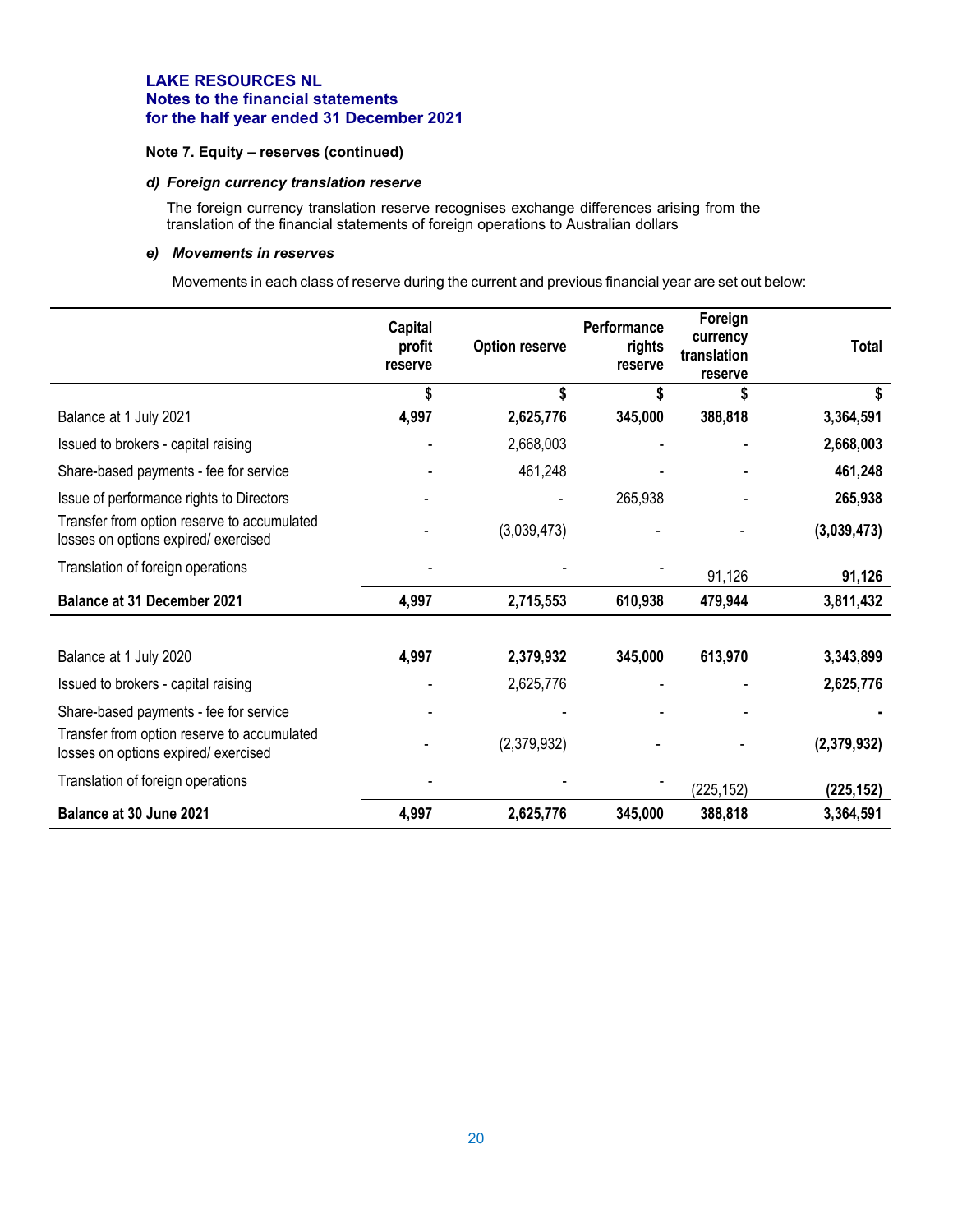**LAKE RESOURCES NL**
**Notes to the financial statements**
**for the half year ended 31 December 2021**

**Note 7. Equity – reserves (continued)**

### *d) Foreign currency translation reserve*

The foreign currency translation reserve recognises exchange differences arising from the translation of the financial statements of foreign operations to Australian dollars

### *e) Movements in reserves*

Movements in each class of reserve during the current and previous financial year are set out below:

| | Capital profit reserve | Option reserve | Performance rights reserve | Foreign currency translation reserve | Total |
|---|---|---|---|---|---|
| | $ | $ | $ | $ | $ |
| Balance at 1 July 2021 | **4,997** | **2,625,776** | **345,000** | **388,818** | **3,364,591** |
| Issued to brokers - capital raising | - | 2,668,003 | - | - | **2,668,003** |
| Share-based payments - fee for service | - | 461,248 | - | - | **461,248** |
| Issue of performance rights to Directors | - | - | 265,938 | - | **265,938** |
| Transfer from option reserve to accumulated losses on options expired/ exercised | - | (3,039,473) | - | - | **(3,039,473)** |
| Translation of foreign operations | - | - | - | 91,126 | **91,126** |
| **Balance at 31 December 2021** | **4,997** | **2,715,553** | **610,938** | **479,944** | **3,811,432** |
| | | | | | |
| Balance at 1 July 2020 | **4,997** | **2,379,932** | **345,000** | **613,970** | **3,343,899** |
| Issued to brokers - capital raising | - | 2,625,776 | - | - | **2,625,776** |
| Share-based payments - fee for service | - | - | - | - | **-** |
| Transfer from option reserve to accumulated losses on options expired/ exercised | - | (2,379,932) | - | - | **(2,379,932)** |
| Translation of foreign operations | - | - | - | (225,152) | **(225,152)** |
| **Balance at 30 June 2021** | **4,997** | **2,625,776** | **345,000** | **388,818** | **3,364,591** |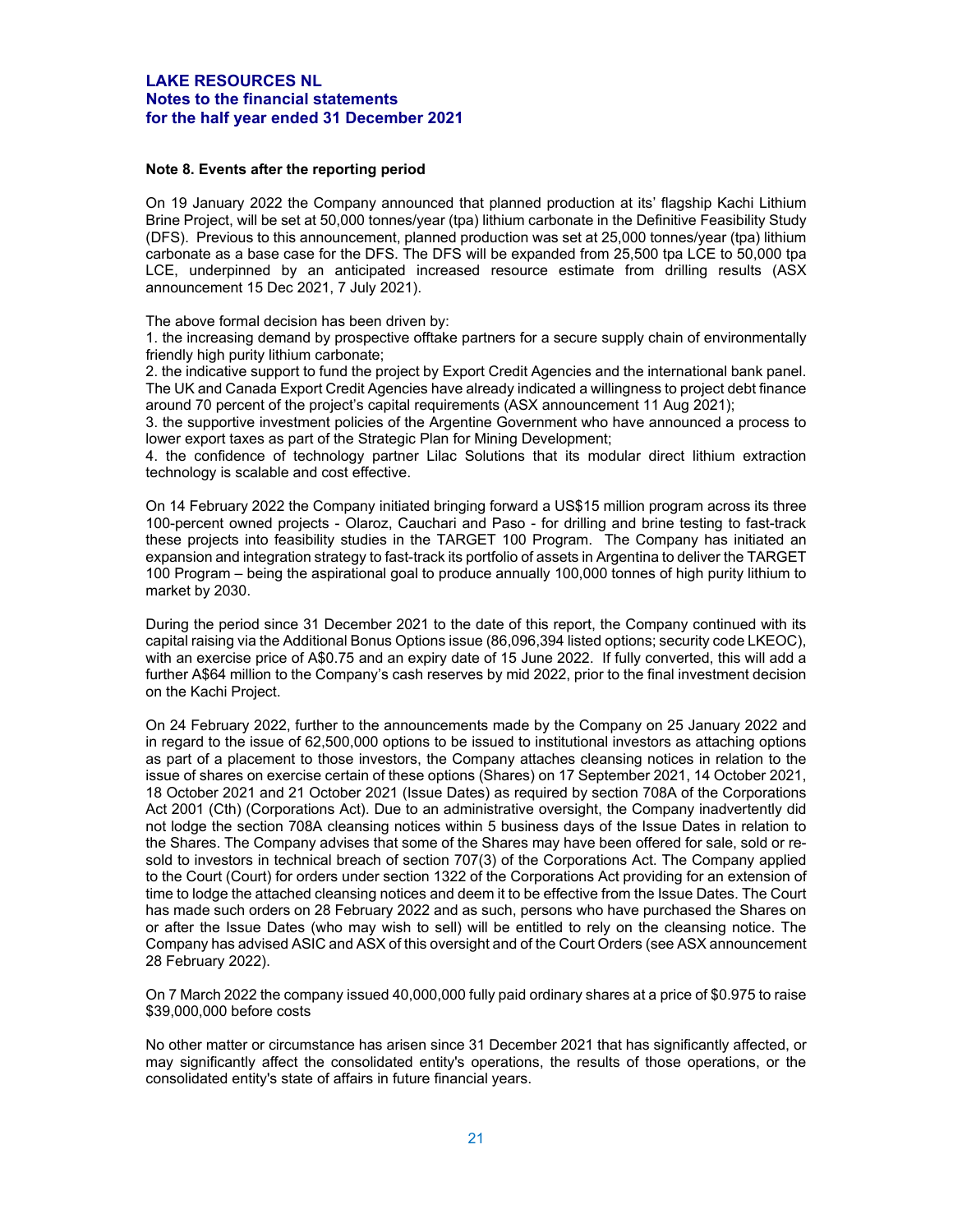## Note 8. Events after the reporting period

On 19 January 2022 the Company announced that planned production at its' flagship Kachi Lithium Brine Project, will be set at 50,000 tonnes/year (tpa) lithium carbonate in the Definitive Feasibility Study (DFS). Previous to this announcement, planned production was set at 25,000 tonnes/year (tpa) lithium carbonate as a base case for the DFS. The DFS will be expanded from 25,500 tpa LCE to 50,000 tpa LCE, underpinned by an anticipated increased resource estimate from drilling results (ASX announcement 15 Dec 2021, 7 July 2021).

The above formal decision has been driven by:
1. the increasing demand by prospective offtake partners for a secure supply chain of environmentally friendly high purity lithium carbonate;
2. the indicative support to fund the project by Export Credit Agencies and the international bank panel. The UK and Canada Export Credit Agencies have already indicated a willingness to project debt finance around 70 percent of the project's capital requirements (ASX announcement 11 Aug 2021);
3. the supportive investment policies of the Argentine Government who have announced a process to lower export taxes as part of the Strategic Plan for Mining Development;
4. the confidence of technology partner Lilac Solutions that its modular direct lithium extraction technology is scalable and cost effective.

On 14 February 2022 the Company initiated bringing forward a US$15 million program across its three 100-percent owned projects - Olaroz, Cauchari and Paso - for drilling and brine testing to fast-track these projects into feasibility studies in the TARGET 100 Program. The Company has initiated an expansion and integration strategy to fast-track its portfolio of assets in Argentina to deliver the TARGET 100 Program – being the aspirational goal to produce annually 100,000 tonnes of high purity lithium to market by 2030.

During the period since 31 December 2021 to the date of this report, the Company continued with its capital raising via the Additional Bonus Options issue (86,096,394 listed options; security code LKEOC), with an exercise price of A$0.75 and an expiry date of 15 June 2022. If fully converted, this will add a further A$64 million to the Company's cash reserves by mid 2022, prior to the final investment decision on the Kachi Project.

On 24 February 2022, further to the announcements made by the Company on 25 January 2022 and in regard to the issue of 62,500,000 options to be issued to institutional investors as attaching options as part of a placement to those investors, the Company attaches cleansing notices in relation to the issue of shares on exercise certain of these options (Shares) on 17 September 2021, 14 October 2021, 18 October 2021 and 21 October 2021 (Issue Dates) as required by section 708A of the Corporations Act 2001 (Cth) (Corporations Act). Due to an administrative oversight, the Company inadvertently did not lodge the section 708A cleansing notices within 5 business days of the Issue Dates in relation to the Shares. The Company advises that some of the Shares may have been offered for sale, sold or re-sold to investors in technical breach of section 707(3) of the Corporations Act. The Company applied to the Court (Court) for orders under section 1322 of the Corporations Act providing for an extension of time to lodge the attached cleansing notices and deem it to be effective from the Issue Dates. The Court has made such orders on 28 February 2022 and as such, persons who have purchased the Shares on or after the Issue Dates (who may wish to sell) will be entitled to rely on the cleansing notice. The Company has advised ASIC and ASX of this oversight and of the Court Orders (see ASX announcement 28 February 2022).

On 7 March 2022 the company issued 40,000,000 fully paid ordinary shares at a price of $0.975 to raise $39,000,000 before costs

No other matter or circumstance has arisen since 31 December 2021 that has significantly affected, or may significantly affect the consolidated entity's operations, the results of those operations, or the consolidated entity's state of affairs in future financial years.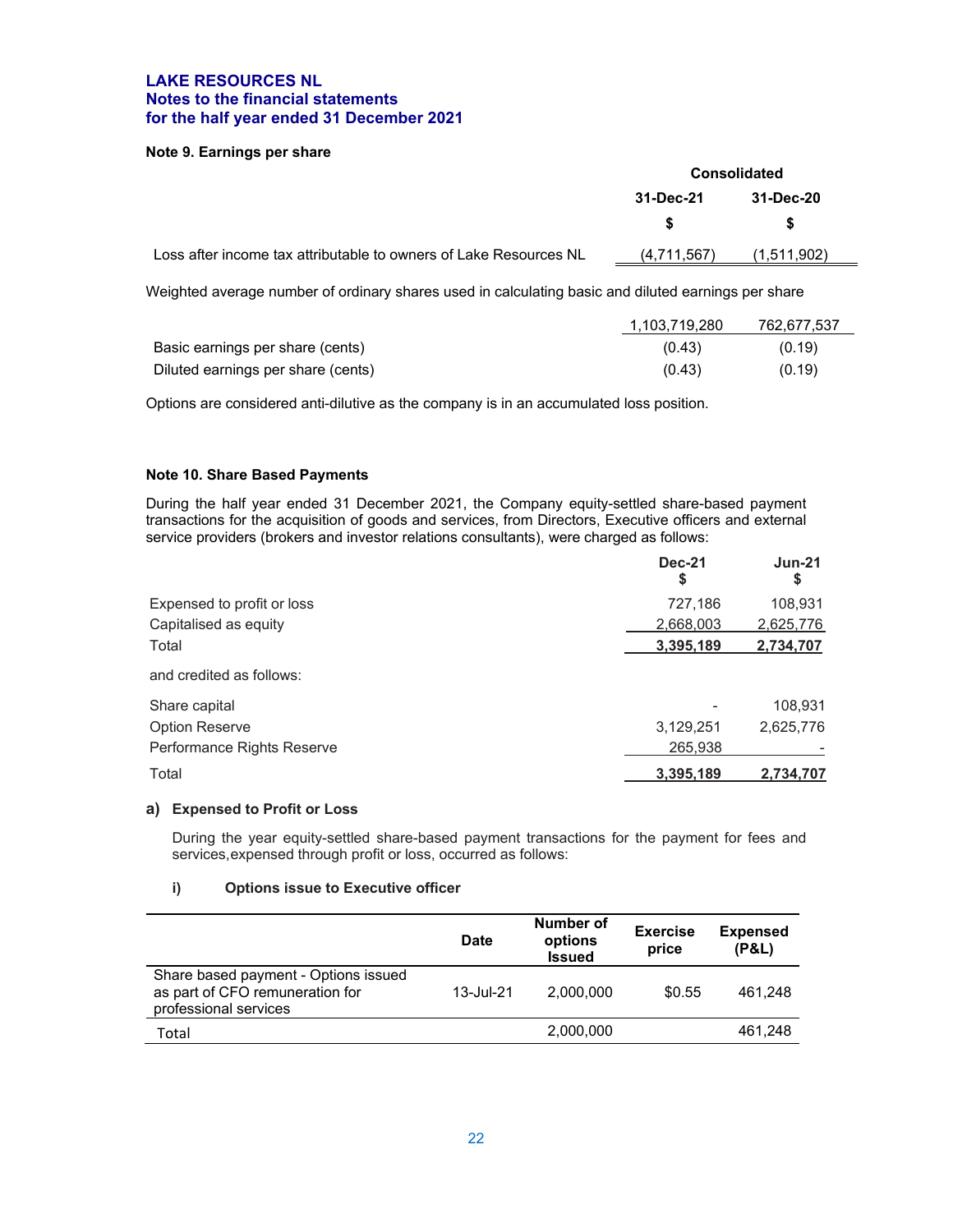**LAKE RESOURCES NL**
**Notes to the financial statements**
**for the half year ended 31 December 2021**

**Note 9. Earnings per share**

| | Consolidated | |
|---|---|---|
| | **31-Dec-21** | **31-Dec-20** |
| | **$** | **$** |
| Loss after income tax attributable to owners of Lake Resources NL | (4,711,567) | (1,511,902) |

Weighted average number of ordinary shares used in calculating basic and diluted earnings per share

| | | |
|---|---|---|
| | 1,103,719,280 | 762,677,537 |
| Basic earnings per share (cents) | (0.43) | (0.19) |
| Diluted earnings per share (cents) | (0.43) | (0.19) |

Options are considered anti-dilutive as the company is in an accumulated loss position.

**Note 10. Share Based Payments**

During the half year ended 31 December 2021, the Company equity-settled share-based payment transactions for the acquisition of goods and services, from Directors, Executive officers and external service providers (brokers and investor relations consultants), were charged as follows:

| | **Dec-21** **$** | **Jun-21** **$** |
|---|---|---|
| Expensed to profit or loss | 727,186 | 108,931 |
| Capitalised as equity | 2,668,003 | 2,625,776 |
| Total | **3,395,189** | **2,734,707** |
| and credited as follows: | | |
| Share capital | - | 108,931 |
| Option Reserve | 3,129,251 | 2,625,776 |
| Performance Rights Reserve | 265,938 | - |
| Total | **3,395,189** | **2,734,707** |

**a) Expensed to Profit or Loss**

During the year equity-settled share-based payment transactions for the payment for fees and services,expensed through profit or loss, occurred as follows:

**i) Options issue to Executive officer**

| | **Date** | **Number of options Issued** | **Exercise price** | **Expensed (P&L)** |
|---|---|---|---|---|
| Share based payment - Options issued as part of CFO remuneration for professional services | 13-Jul-21 | 2,000,000 | $0.55 | 461,248 |
| Total | | 2,000,000 | | 461,248 |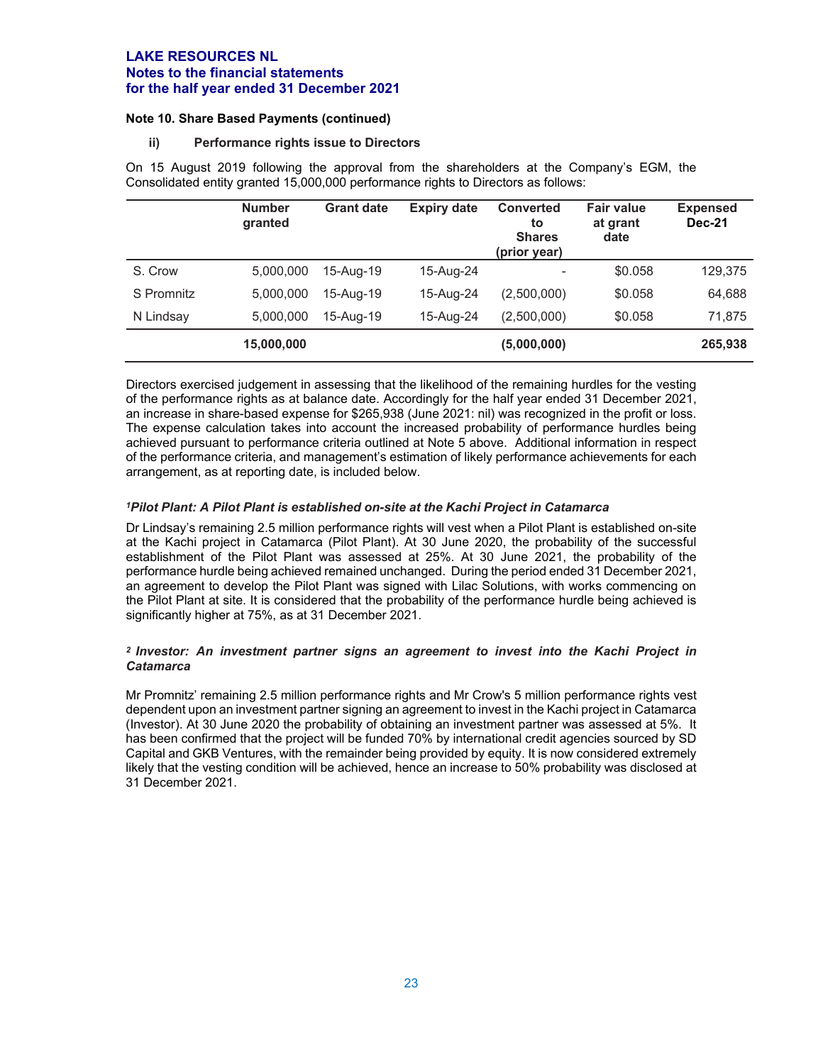**Note 10. Share Based Payments (continued)**

**ii) Performance rights issue to Directors**

On 15 August 2019 following the approval from the shareholders at the Company's EGM, the Consolidated entity granted 15,000,000 performance rights to Directors as follows:

| | Number granted | Grant date | Expiry date | Converted to Shares (prior year) | Fair value at grant date | Expensed Dec-21 |
|---|---|---|---|---|---|---|
| S. Crow | 5,000,000 | 15-Aug-19 | 15-Aug-24 | - | $0.058 | 129,375 |
| S Promnitz | 5,000,000 | 15-Aug-19 | 15-Aug-24 | (2,500,000) | $0.058 | 64,688 |
| N Lindsay | 5,000,000 | 15-Aug-19 | 15-Aug-24 | (2,500,000) | $0.058 | 71,875 |
| | **15,000,000** | | | **(5,000,000)** | | **265,938** |

Directors exercised judgement in assessing that the likelihood of the remaining hurdles for the vesting of the performance rights as at balance date. Accordingly for the half year ended 31 December 2021, an increase in share-based expense for $265,938 (June 2021: nil) was recognized in the profit or loss. The expense calculation takes into account the increased probability of performance hurdles being achieved pursuant to performance criteria outlined at Note 5 above. Additional information in respect of the performance criteria, and management's estimation of likely performance achievements for each arrangement, as at reporting date, is included below.

***[1]Pilot Plant: A Pilot Plant is established on-site at the Kachi Project in Catamarca***

Dr Lindsay's remaining 2.5 million performance rights will vest when a Pilot Plant is established on-site at the Kachi project in Catamarca (Pilot Plant). At 30 June 2020, the probability of the successful establishment of the Pilot Plant was assessed at 25%. At 30 June 2021, the probability of the performance hurdle being achieved remained unchanged. During the period ended 31 December 2021, an agreement to develop the Pilot Plant was signed with Lilac Solutions, with works commencing on the Pilot Plant at site. It is considered that the probability of the performance hurdle being achieved is significantly higher at 75%, as at 31 December 2021.

***[2] Investor: An investment partner signs an agreement to invest into the Kachi Project in Catamarca***

Mr Promnitz' remaining 2.5 million performance rights and Mr Crow's 5 million performance rights vest dependent upon an investment partner signing an agreement to invest in the Kachi project in Catamarca (Investor). At 30 June 2020 the probability of obtaining an investment partner was assessed at 5%. It has been confirmed that the project will be funded 70% by international credit agencies sourced by SD Capital and GKB Ventures, with the remainder being provided by equity. It is now considered extremely likely that the vesting condition will be achieved, hence an increase to 50% probability was disclosed at 31 December 2021.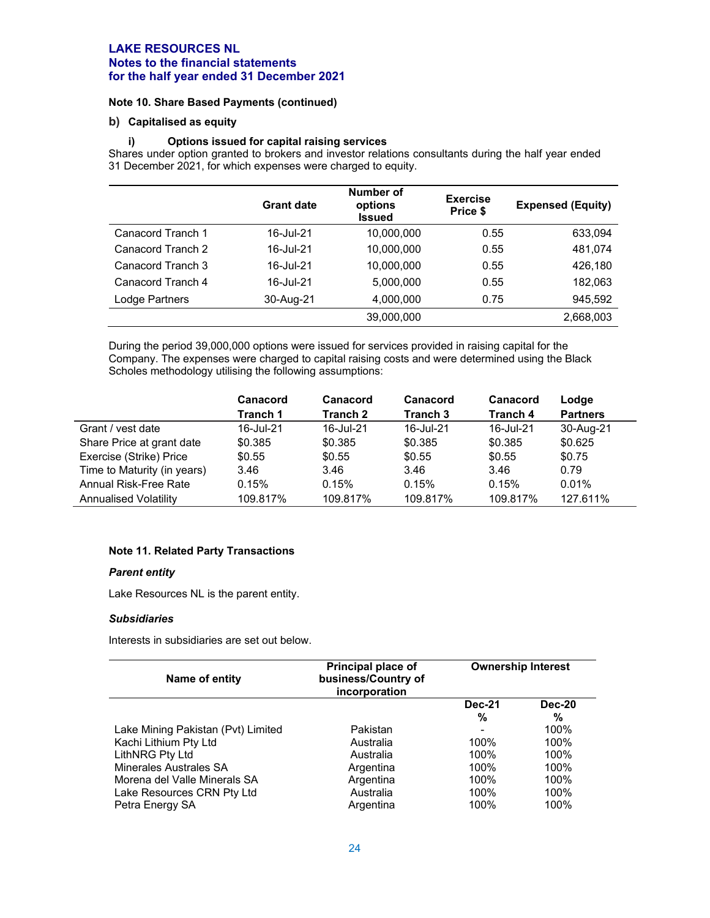# LAKE RESOURCES NL
## Notes to the financial statements
## for the half year ended 31 December 2021

**Note 10. Share Based Payments (continued)**

**b) Capitalised as equity**

**i) Options issued for capital raising services**

Shares under option granted to brokers and investor relations consultants during the half year ended 31 December 2021, for which expenses were charged to equity.

| | Grant date | Number of options Issued | Exercise Price $ | Expensed (Equity) |
|---|---|---|---|---|
| Canacord Tranch 1 | 16-Jul-21 | 10,000,000 | 0.55 | 633,094 |
| Canacord Tranch 2 | 16-Jul-21 | 10,000,000 | 0.55 | 481,074 |
| Canacord Tranch 3 | 16-Jul-21 | 10,000,000 | 0.55 | 426,180 |
| Canacord Tranch 4 | 16-Jul-21 | 5,000,000 | 0.55 | 182,063 |
| Lodge Partners | 30-Aug-21 | 4,000,000 | 0.75 | 945,592 |
| | | 39,000,000 | | 2,668,003 |

During the period 39,000,000 options were issued for services provided in raising capital for the Company. The expenses were charged to capital raising costs and were determined using the Black Scholes methodology utilising the following assumptions:

| | Canacord Tranch 1 | Canacord Tranch 2 | Canacord Tranch 3 | Canacord Tranch 4 | Lodge Partners |
|---|---|---|---|---|---|
| Grant / vest date | 16-Jul-21 | 16-Jul-21 | 16-Jul-21 | 16-Jul-21 | 30-Aug-21 |
| Share Price at grant date | $0.385 | $0.385 | $0.385 | $0.385 | $0.625 |
| Exercise (Strike) Price | $0.55 | $0.55 | $0.55 | $0.55 | $0.75 |
| Time to Maturity (in years) | 3.46 | 3.46 | 3.46 | 3.46 | 0.79 |
| Annual Risk-Free Rate | 0.15% | 0.15% | 0.15% | 0.15% | 0.01% |
| Annualised Volatility | 109.817% | 109.817% | 109.817% | 109.817% | 127.611% |

**Note 11. Related Party Transactions**

***Parent entity***

Lake Resources NL is the parent entity.

***Subsidiaries***

Interests in subsidiaries are set out below.

| Name of entity | Principal place of business/Country of incorporation | Ownership Interest | |
|---|---|---|---|
| | | Dec-21 % | Dec-20 % |
| Lake Mining Pakistan (Pvt) Limited | Pakistan | - | 100% |
| Kachi Lithium Pty Ltd | Australia | 100% | 100% |
| LithNRG Pty Ltd | Australia | 100% | 100% |
| Minerales Australes SA | Argentina | 100% | 100% |
| Morena del Valle Minerals SA | Argentina | 100% | 100% |
| Lake Resources CRN Pty Ltd | Australia | 100% | 100% |
| Petra Energy SA | Argentina | 100% | 100% |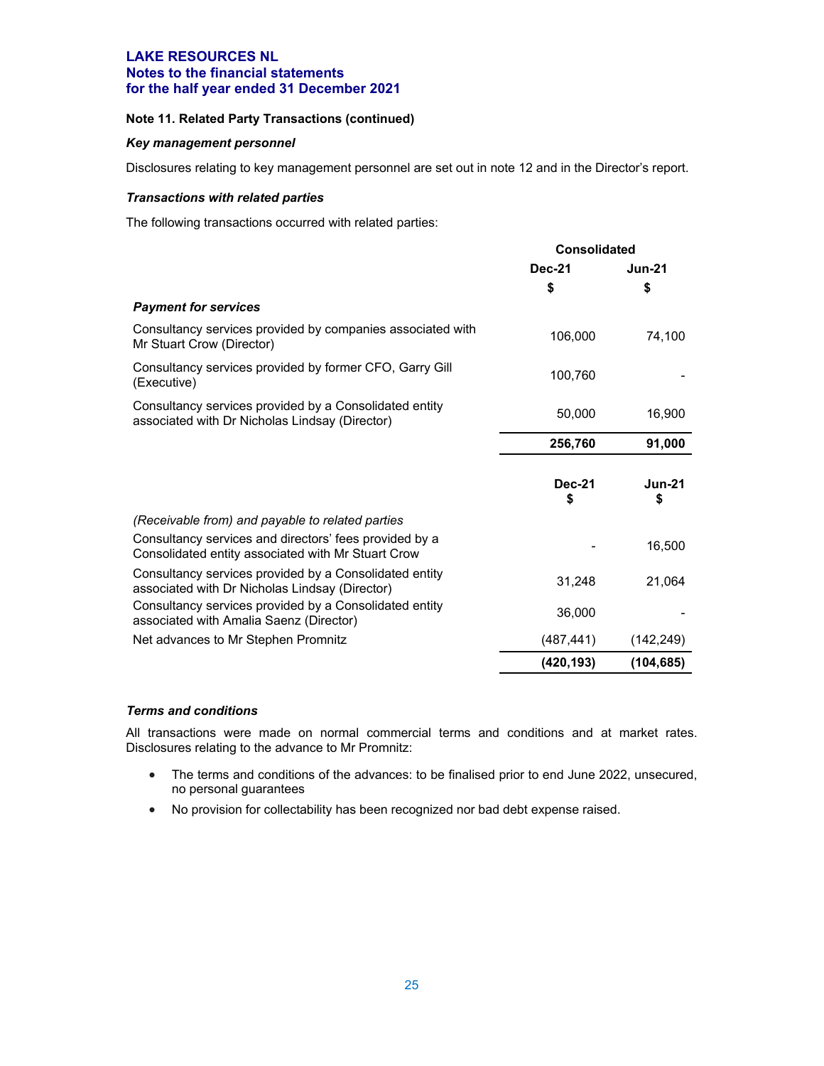# LAKE RESOURCES NL
## Notes to the financial statements
## for the half year ended 31 December 2021

**Note 11. Related Party Transactions (continued)**

***Key management personnel***

Disclosures relating to key management personnel are set out in note 12 and in the Director's report.

***Transactions with related parties***

The following transactions occurred with related parties:

| | Consolidated | |
|---|---|---|
| | **Dec-21** | **Jun-21** |
| | **$** | **$** |
| ***Payment for services*** | | |
| Consultancy services provided by companies associated with Mr Stuart Crow (Director) | 106,000 | 74,100 |
| Consultancy services provided by former CFO, Garry Gill (Executive) | 100,760 | - |
| Consultancy services provided by a Consolidated entity associated with Dr Nicholas Lindsay (Director) | 50,000 | 16,900 |
| | **256,760** | **91,000** |

| | **Dec-21 $** | **Jun-21 $** |
|---|---|---|
| *(Receivable from) and payable to related parties* | | |
| Consultancy services and directors' fees provided by a Consolidated entity associated with Mr Stuart Crow | - | 16,500 |
| Consultancy services provided by a Consolidated entity associated with Dr Nicholas Lindsay (Director) | 31,248 | 21,064 |
| Consultancy services provided by a Consolidated entity associated with Amalia Saenz (Director) | 36,000 | - |
| Net advances to Mr Stephen Promnitz | (487,441) | (142,249) |
| | **(420,193)** | **(104,685)** |

***Terms and conditions***

All transactions were made on normal commercial terms and conditions and at market rates. Disclosures relating to the advance to Mr Promnitz:

- The terms and conditions of the advances: to be finalised prior to end June 2022, unsecured, no personal guarantees
- No provision for collectability has been recognized nor bad debt expense raised.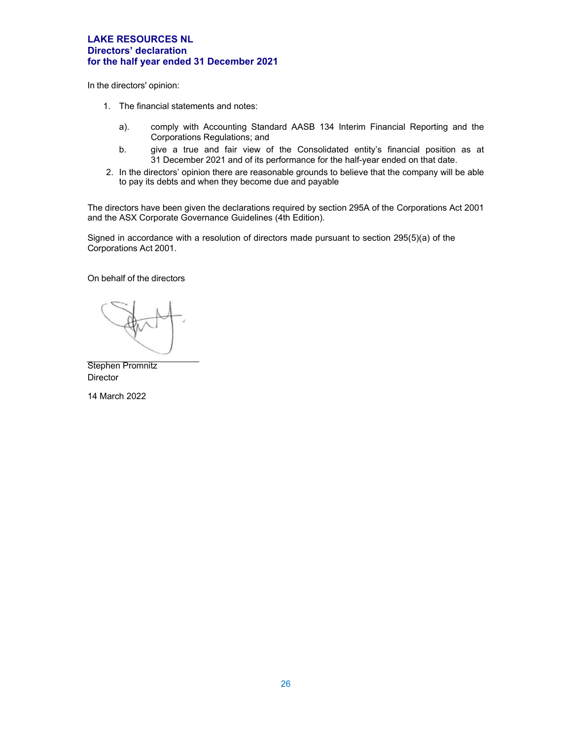**LAKE RESOURCES NL**
**Directors' declaration**
**for the half year ended 31 December 2021**

In the directors' opinion:

1. The financial statements and notes:

   a). comply with Accounting Standard AASB 134 Interim Financial Reporting and the Corporations Regulations; and

   b. give a true and fair view of the Consolidated entity's financial position as at 31 December 2021 and of its performance for the half-year ended on that date.

2. In the directors' opinion there are reasonable grounds to believe that the company will be able to pay its debts and when they become due and payable

The directors have been given the declarations required by section 295A of the Corporations Act 2001 and the ASX Corporate Governance Guidelines (4th Edition).

Signed in accordance with a resolution of directors made pursuant to section 295(5)(a) of the Corporations Act 2001.

On behalf of the directors

Stephen Promnitz
Director

14 March 2022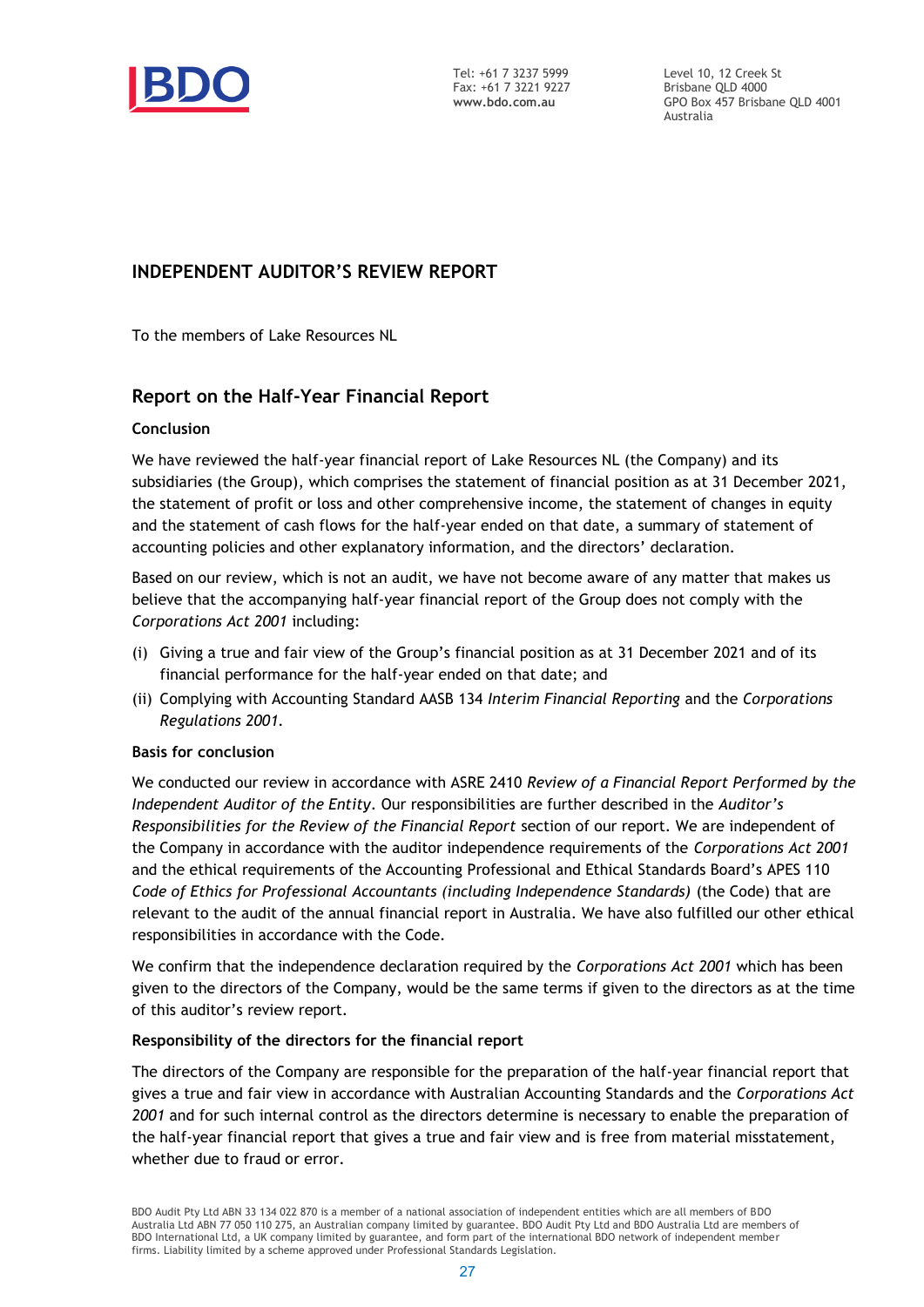BDO

Tel: +61 7 3237 5999
Fax: +61 7 3221 9227
**www.bdo.com.au**

Level 10, 12 Creek St
Brisbane QLD 4000
GPO Box 457 Brisbane QLD 4001
Australia

## INDEPENDENT AUDITOR'S REVIEW REPORT

To the members of Lake Resources NL

## Report on the Half-Year Financial Report

### Conclusion

We have reviewed the half-year financial report of Lake Resources NL (the Company) and its subsidiaries (the Group), which comprises the statement of financial position as at 31 December 2021, the statement of profit or loss and other comprehensive income, the statement of changes in equity and the statement of cash flows for the half-year ended on that date, a summary of statement of accounting policies and other explanatory information, and the directors' declaration.

Based on our review, which is not an audit, we have not become aware of any matter that makes us believe that the accompanying half-year financial report of the Group does not comply with the *Corporations Act 2001* including:

(i) Giving a true and fair view of the Group's financial position as at 31 December 2021 and of its financial performance for the half-year ended on that date; and

(ii) Complying with Accounting Standard AASB 134 *Interim Financial Reporting* and the *Corporations Regulations 2001.*

### Basis for conclusion

We conducted our review in accordance with ASRE 2410 *Review of a Financial Report Performed by the Independent Auditor of the Entity*. Our responsibilities are further described in the *Auditor's Responsibilities for the Review of the Financial Report* section of our report. We are independent of the Company in accordance with the auditor independence requirements of the *Corporations Act 2001* and the ethical requirements of the Accounting Professional and Ethical Standards Board's APES 110 *Code of Ethics for Professional Accountants (including Independence Standards)* (the Code) that are relevant to the audit of the annual financial report in Australia. We have also fulfilled our other ethical responsibilities in accordance with the Code.

We confirm that the independence declaration required by the *Corporations Act 2001* which has been given to the directors of the Company, would be the same terms if given to the directors as at the time of this auditor's review report.

### Responsibility of the directors for the financial report

The directors of the Company are responsible for the preparation of the half-year financial report that gives a true and fair view in accordance with Australian Accounting Standards and the *Corporations Act 2001* and for such internal control as the directors determine is necessary to enable the preparation of the half-year financial report that gives a true and fair view and is free from material misstatement, whether due to fraud or error.

BDO Audit Pty Ltd ABN 33 134 022 870 is a member of a national association of independent entities which are all members of BDO Australia Ltd ABN 77 050 110 275, an Australian company limited by guarantee. BDO Audit Pty Ltd and BDO Australia Ltd are members of BDO International Ltd, a UK company limited by guarantee, and form part of the international BDO network of independent member firms. Liability limited by a scheme approved under Professional Standards Legislation.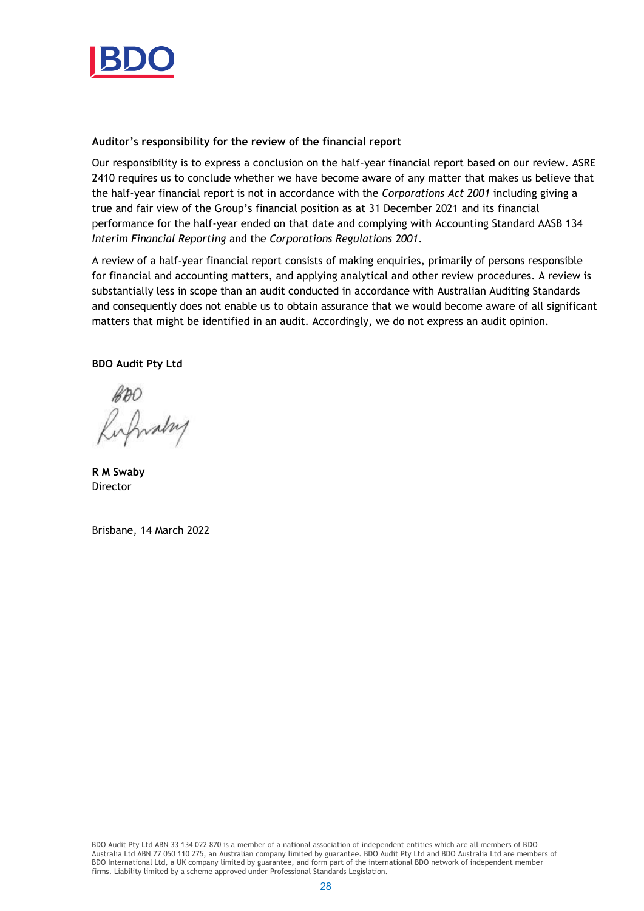**Auditor's responsibility for the review of the financial report**

Our responsibility is to express a conclusion on the half-year financial report based on our review. ASRE 2410 requires us to conclude whether we have become aware of any matter that makes us believe that the half-year financial report is not in accordance with the *Corporations Act 2001* including giving a true and fair view of the Group's financial position as at 31 December 2021 and its financial performance for the half-year ended on that date and complying with Accounting Standard AASB 134 *Interim Financial Reporting* and the *Corporations Regulations 2001*.

A review of a half-year financial report consists of making enquiries, primarily of persons responsible for financial and accounting matters, and applying analytical and other review procedures. A review is substantially less in scope than an audit conducted in accordance with Australian Auditing Standards and consequently does not enable us to obtain assurance that we would become aware of all significant matters that might be identified in an audit. Accordingly, we do not express an audit opinion.

**BDO Audit Pty Ltd**

**R M Swaby**
Director

Brisbane, 14 March 2022

BDO Audit Pty Ltd ABN 33 134 022 870 is a member of a national association of independent entities which are all members of BDO Australia Ltd ABN 77 050 110 275, an Australian company limited by guarantee. BDO Audit Pty Ltd and BDO Australia Ltd are members of BDO International Ltd, a UK company limited by guarantee, and form part of the international BDO network of independent member firms. Liability limited by a scheme approved under Professional Standards Legislation.